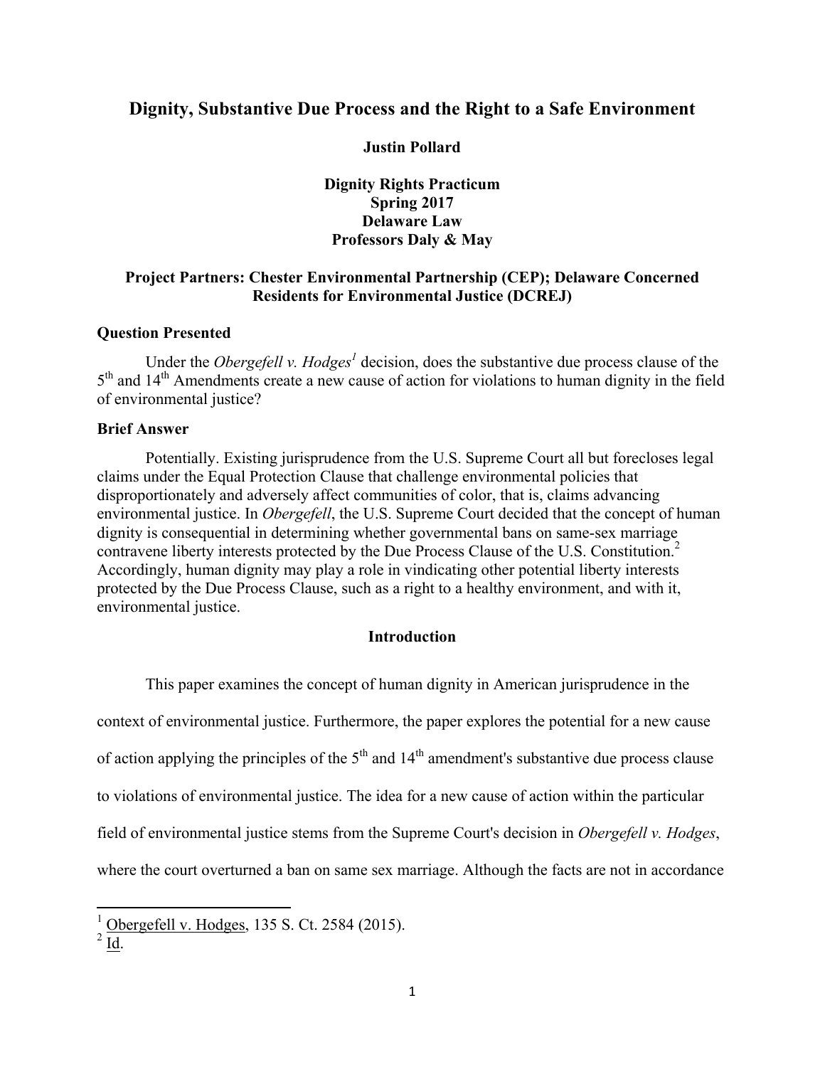# Dignity, Substantive Due Process and the Right to a Safe Environment

**Justin Pollard**

**Dignity Rights Practicum**
**Spring 2017**
**Delaware Law**
**Professors Daly & May**

**Project Partners: Chester Environmental Partnership (CEP); Delaware Concerned Residents for Environmental Justice (DCREJ)**

## Question Presented

Under the *Obergefell v. Hodges*[1] decision, does the substantive due process clause of the 5th and 14th Amendments create a new cause of action for violations to human dignity in the field of environmental justice?

## Brief Answer

Potentially. Existing jurisprudence from the U.S. Supreme Court all but forecloses legal claims under the Equal Protection Clause that challenge environmental policies that disproportionately and adversely affect communities of color, that is, claims advancing environmental justice. In *Obergefell*, the U.S. Supreme Court decided that the concept of human dignity is consequential in determining whether governmental bans on same-sex marriage contravene liberty interests protected by the Due Process Clause of the U.S. Constitution.[2] Accordingly, human dignity may play a role in vindicating other potential liberty interests protected by the Due Process Clause, such as a right to a healthy environment, and with it, environmental justice.

## Introduction

This paper examines the concept of human dignity in American jurisprudence in the context of environmental justice. Furthermore, the paper explores the potential for a new cause of action applying the principles of the 5th and 14th amendment's substantive due process clause to violations of environmental justice. The idea for a new cause of action within the particular field of environmental justice stems from the Supreme Court's decision in *Obergefell v. Hodges*, where the court overturned a ban on same sex marriage. Although the facts are not in accordance

---

[1] Obergefell v. Hodges, 135 S. Ct. 2584 (2015).

[2] Id.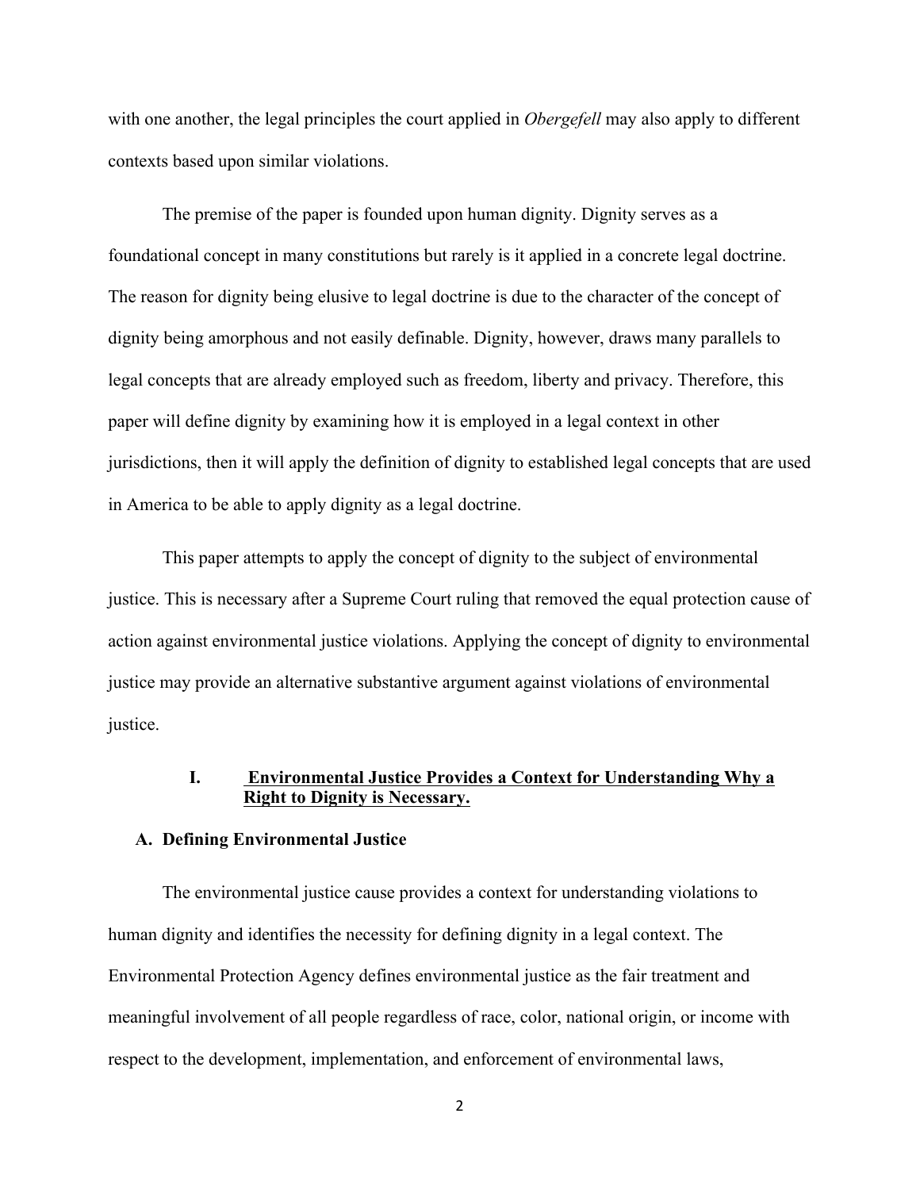with one another, the legal principles the court applied in *Obergefell* may also apply to different contexts based upon similar violations.

The premise of the paper is founded upon human dignity. Dignity serves as a foundational concept in many constitutions but rarely is it applied in a concrete legal doctrine. The reason for dignity being elusive to legal doctrine is due to the character of the concept of dignity being amorphous and not easily definable. Dignity, however, draws many parallels to legal concepts that are already employed such as freedom, liberty and privacy. Therefore, this paper will define dignity by examining how it is employed in a legal context in other jurisdictions, then it will apply the definition of dignity to established legal concepts that are used in America to be able to apply dignity as a legal doctrine.

This paper attempts to apply the concept of dignity to the subject of environmental justice. This is necessary after a Supreme Court ruling that removed the equal protection cause of action against environmental justice violations. Applying the concept of dignity to environmental justice may provide an alternative substantive argument against violations of environmental justice.

## I. Environmental Justice Provides a Context for Understanding Why a Right to Dignity is Necessary.

### A. Defining Environmental Justice

The environmental justice cause provides a context for understanding violations to human dignity and identifies the necessity for defining dignity in a legal context. The Environmental Protection Agency defines environmental justice as the fair treatment and meaningful involvement of all people regardless of race, color, national origin, or income with respect to the development, implementation, and enforcement of environmental laws,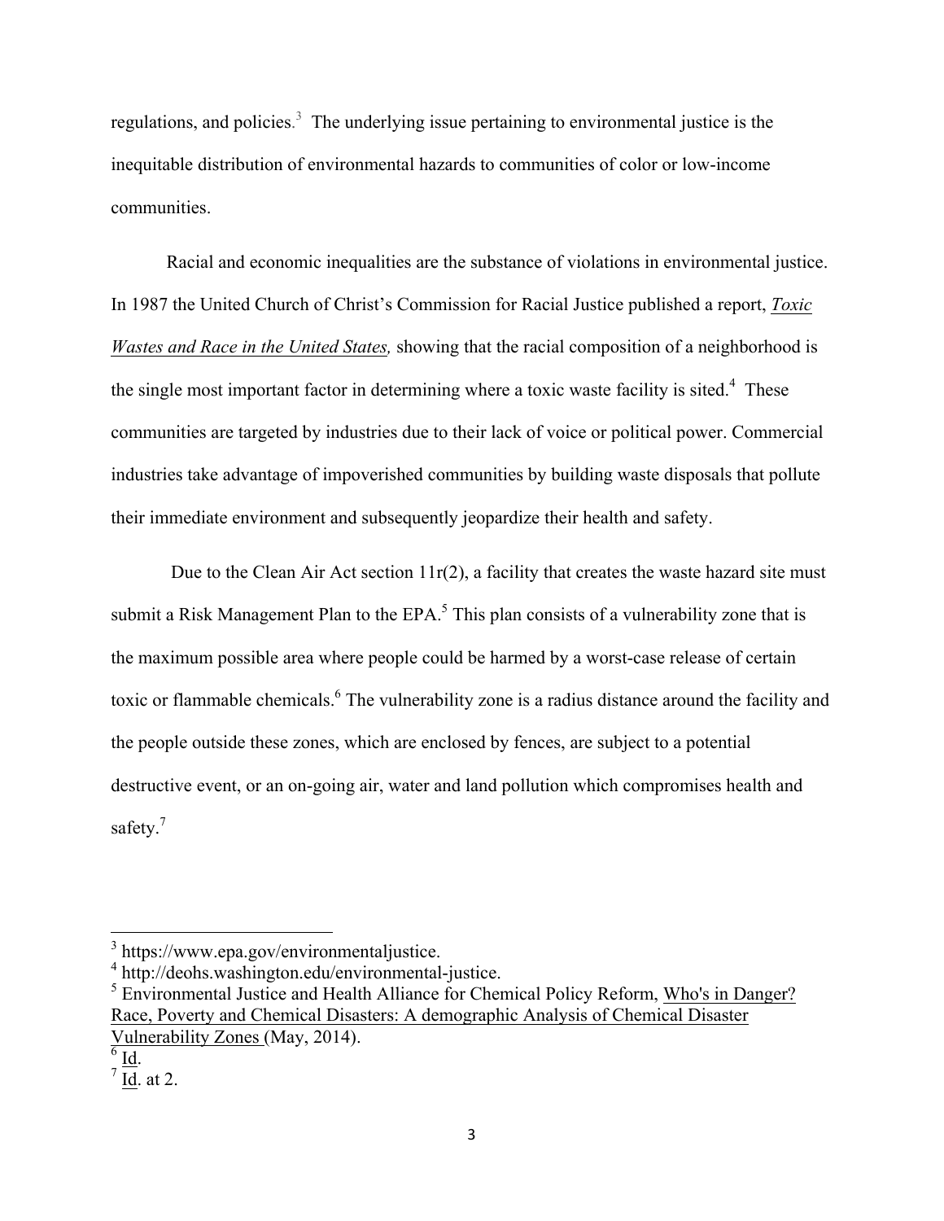regulations, and policies.[3] The underlying issue pertaining to environmental justice is the inequitable distribution of environmental hazards to communities of color or low-income communities.

Racial and economic inequalities are the substance of violations in environmental justice. In 1987 the United Church of Christ's Commission for Racial Justice published a report, *Toxic Wastes and Race in the United States,* showing that the racial composition of a neighborhood is the single most important factor in determining where a toxic waste facility is sited.[4] These communities are targeted by industries due to their lack of voice or political power. Commercial industries take advantage of impoverished communities by building waste disposals that pollute their immediate environment and subsequently jeopardize their health and safety.

Due to the Clean Air Act section 11r(2), a facility that creates the waste hazard site must submit a Risk Management Plan to the EPA.[5] This plan consists of a vulnerability zone that is the maximum possible area where people could be harmed by a worst-case release of certain toxic or flammable chemicals.[6] The vulnerability zone is a radius distance around the facility and the people outside these zones, which are enclosed by fences, are subject to a potential destructive event, or an on-going air, water and land pollution which compromises health and safety.[7]

---

[3] https://www.epa.gov/environmentaljustice.

[4] http://deohs.washington.edu/environmental-justice.

[5] Environmental Justice and Health Alliance for Chemical Policy Reform, Who's in Danger? Race, Poverty and Chemical Disasters: A demographic Analysis of Chemical Disaster Vulnerability Zones (May, 2014).

[6] Id.

[7] Id. at 2.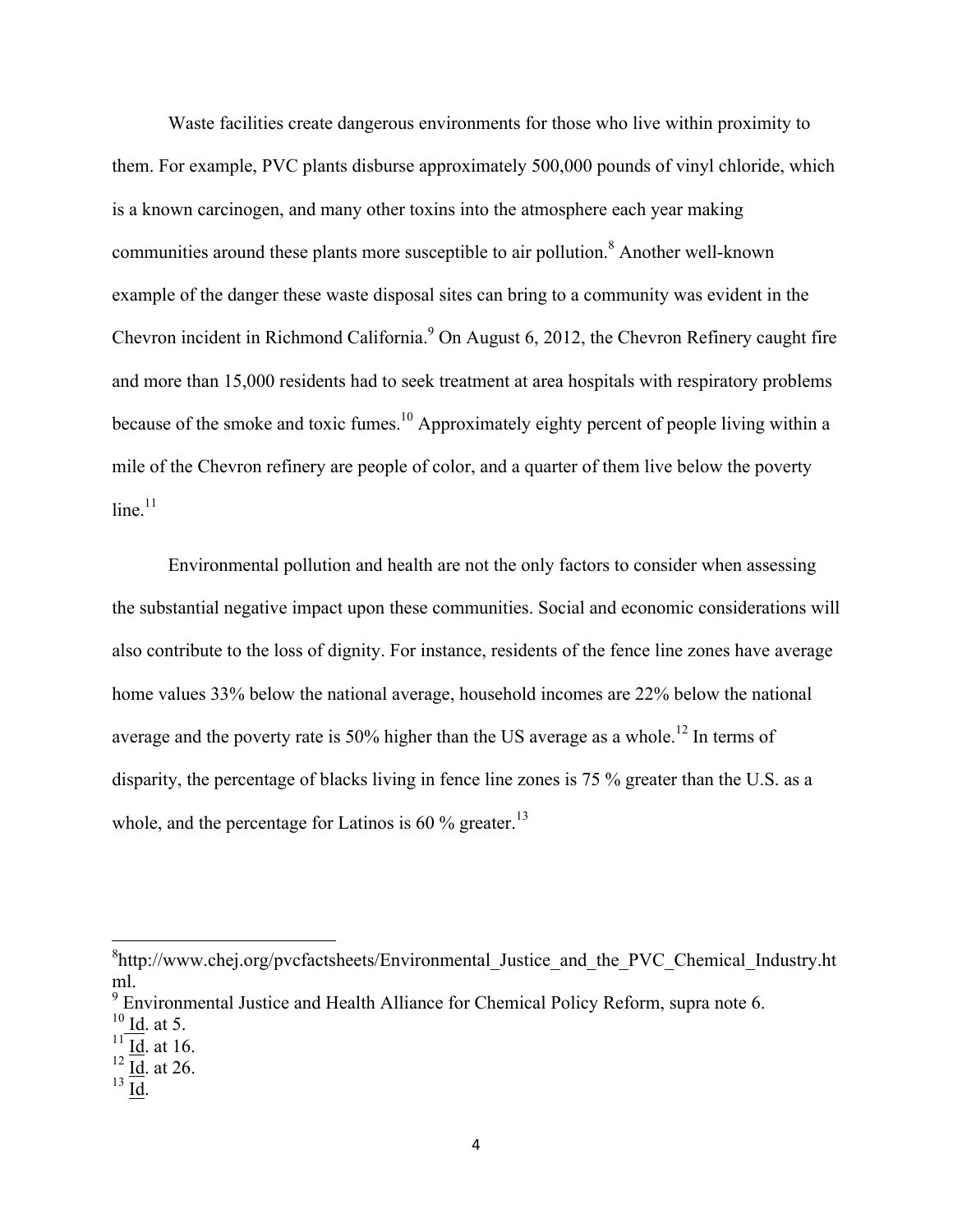Waste facilities create dangerous environments for those who live within proximity to them. For example, PVC plants disburse approximately 500,000 pounds of vinyl chloride, which is a known carcinogen, and many other toxins into the atmosphere each year making communities around these plants more susceptible to air pollution.[8] Another well-known example of the danger these waste disposal sites can bring to a community was evident in the Chevron incident in Richmond California.[9] On August 6, 2012, the Chevron Refinery caught fire and more than 15,000 residents had to seek treatment at area hospitals with respiratory problems because of the smoke and toxic fumes.[10] Approximately eighty percent of people living within a mile of the Chevron refinery are people of color, and a quarter of them live below the poverty line.[11]

Environmental pollution and health are not the only factors to consider when assessing the substantial negative impact upon these communities. Social and economic considerations will also contribute to the loss of dignity. For instance, residents of the fence line zones have average home values 33% below the national average, household incomes are 22% below the national average and the poverty rate is 50% higher than the US average as a whole.[12] In terms of disparity, the percentage of blacks living in fence line zones is 75 % greater than the U.S. as a whole, and the percentage for Latinos is 60 % greater.[13]

---

[8] http://www.chej.org/pvcfactsheets/Environmental_Justice_and_the_PVC_Chemical_Industry.html.

[9] Environmental Justice and Health Alliance for Chemical Policy Reform, supra note 6.

[10] Id. at 5.

[11] Id. at 16.

[12] Id. at 26.

[13] Id.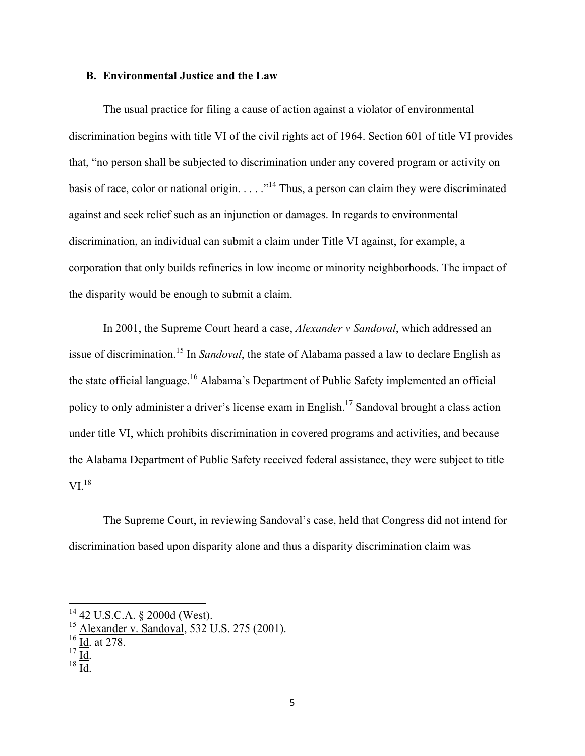### B. Environmental Justice and the Law

The usual practice for filing a cause of action against a violator of environmental discrimination begins with title VI of the civil rights act of 1964. Section 601 of title VI provides that, "no person shall be subjected to discrimination under any covered program or activity on basis of race, color or national origin. . . . ."[14] Thus, a person can claim they were discriminated against and seek relief such as an injunction or damages. In regards to environmental discrimination, an individual can submit a claim under Title VI against, for example, a corporation that only builds refineries in low income or minority neighborhoods. The impact of the disparity would be enough to submit a claim.

In 2001, the Supreme Court heard a case, *Alexander v Sandoval*, which addressed an issue of discrimination.[15] In *Sandoval*, the state of Alabama passed a law to declare English as the state official language.[16] Alabama's Department of Public Safety implemented an official policy to only administer a driver's license exam in English.[17] Sandoval brought a class action under title VI, which prohibits discrimination in covered programs and activities, and because the Alabama Department of Public Safety received federal assistance, they were subject to title VI.[18]

The Supreme Court, in reviewing Sandoval's case, held that Congress did not intend for discrimination based upon disparity alone and thus a disparity discrimination claim was

---

[14] 42 U.S.C.A. § 2000d (West).
[15] Alexander v. Sandoval, 532 U.S. 275 (2001).
[16] Id. at 278.
[17] Id.
[18] Id.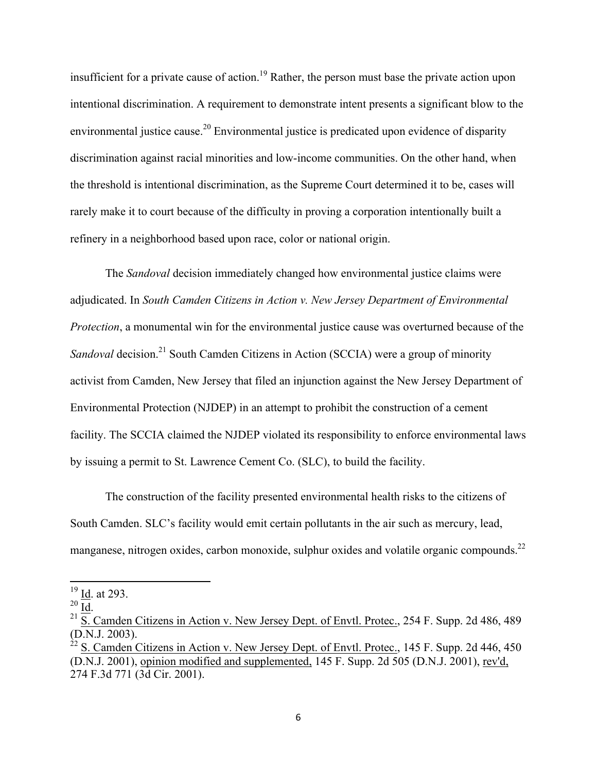insufficient for a private cause of action.[19] Rather, the person must base the private action upon intentional discrimination. A requirement to demonstrate intent presents a significant blow to the environmental justice cause.[20] Environmental justice is predicated upon evidence of disparity discrimination against racial minorities and low-income communities. On the other hand, when the threshold is intentional discrimination, as the Supreme Court determined it to be, cases will rarely make it to court because of the difficulty in proving a corporation intentionally built a refinery in a neighborhood based upon race, color or national origin.

The *Sandoval* decision immediately changed how environmental justice claims were adjudicated. In *South Camden Citizens in Action v. New Jersey Department of Environmental Protection*, a monumental win for the environmental justice cause was overturned because of the *Sandoval* decision.[21] South Camden Citizens in Action (SCCIA) were a group of minority activist from Camden, New Jersey that filed an injunction against the New Jersey Department of Environmental Protection (NJDEP) in an attempt to prohibit the construction of a cement facility. The SCCIA claimed the NJDEP violated its responsibility to enforce environmental laws by issuing a permit to St. Lawrence Cement Co. (SLC), to build the facility.

The construction of the facility presented environmental health risks to the citizens of South Camden. SLC's facility would emit certain pollutants in the air such as mercury, lead, manganese, nitrogen oxides, carbon monoxide, sulphur oxides and volatile organic compounds.[22]

---

[19] Id. at 293.
[20] Id.
[21] S. Camden Citizens in Action v. New Jersey Dept. of Envtl. Protec., 254 F. Supp. 2d 486, 489 (D.N.J. 2003).
[22] S. Camden Citizens in Action v. New Jersey Dept. of Envtl. Protec., 145 F. Supp. 2d 446, 450 (D.N.J. 2001), opinion modified and supplemented, 145 F. Supp. 2d 505 (D.N.J. 2001), rev'd, 274 F.3d 771 (3d Cir. 2001).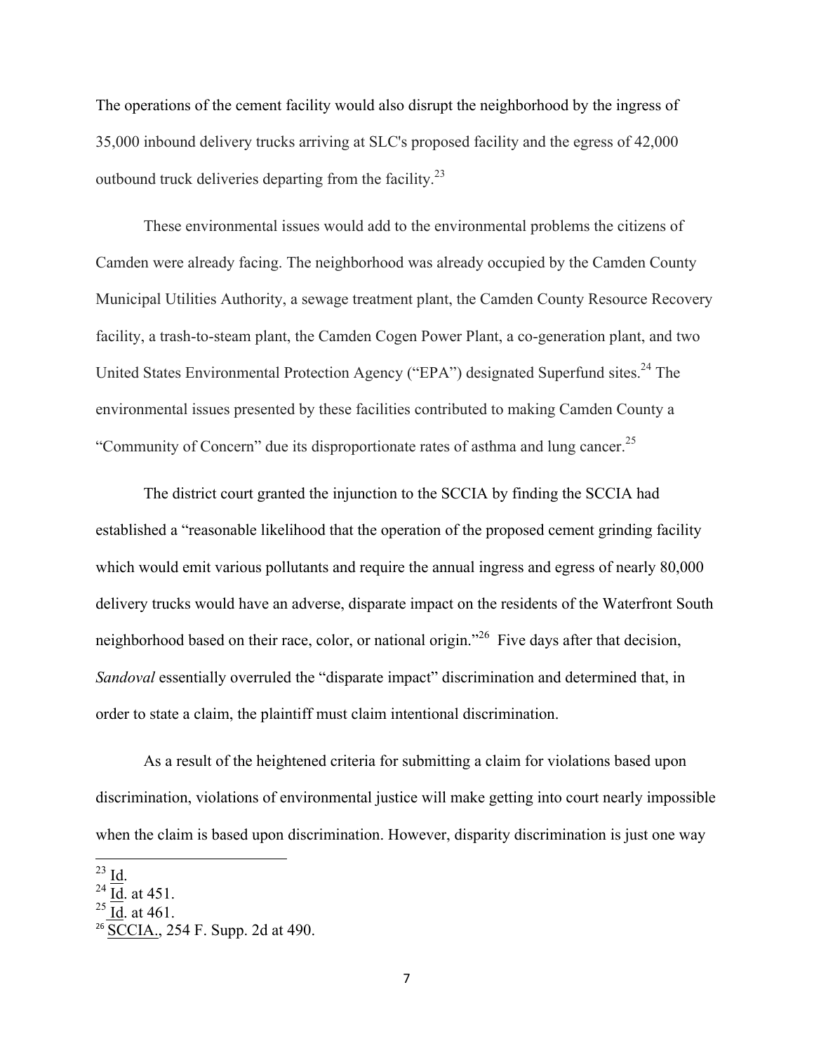The operations of the cement facility would also disrupt the neighborhood by the ingress of 35,000 inbound delivery trucks arriving at SLC's proposed facility and the egress of 42,000 outbound truck deliveries departing from the facility.[23]

These environmental issues would add to the environmental problems the citizens of Camden were already facing. The neighborhood was already occupied by the Camden County Municipal Utilities Authority, a sewage treatment plant, the Camden County Resource Recovery facility, a trash-to-steam plant, the Camden Cogen Power Plant, a co-generation plant, and two United States Environmental Protection Agency ("EPA") designated Superfund sites.[24] The environmental issues presented by these facilities contributed to making Camden County a "Community of Concern" due its disproportionate rates of asthma and lung cancer.[25]

The district court granted the injunction to the SCCIA by finding the SCCIA had established a "reasonable likelihood that the operation of the proposed cement grinding facility which would emit various pollutants and require the annual ingress and egress of nearly 80,000 delivery trucks would have an adverse, disparate impact on the residents of the Waterfront South neighborhood based on their race, color, or national origin."[26] Five days after that decision, *Sandoval* essentially overruled the "disparate impact" discrimination and determined that, in order to state a claim, the plaintiff must claim intentional discrimination.

As a result of the heightened criteria for submitting a claim for violations based upon discrimination, violations of environmental justice will make getting into court nearly impossible when the claim is based upon discrimination. However, disparity discrimination is just one way

---

[23] Id.

[24] Id. at 451.

[25] Id. at 461.

[26] SCCIA., 254 F. Supp. 2d at 490.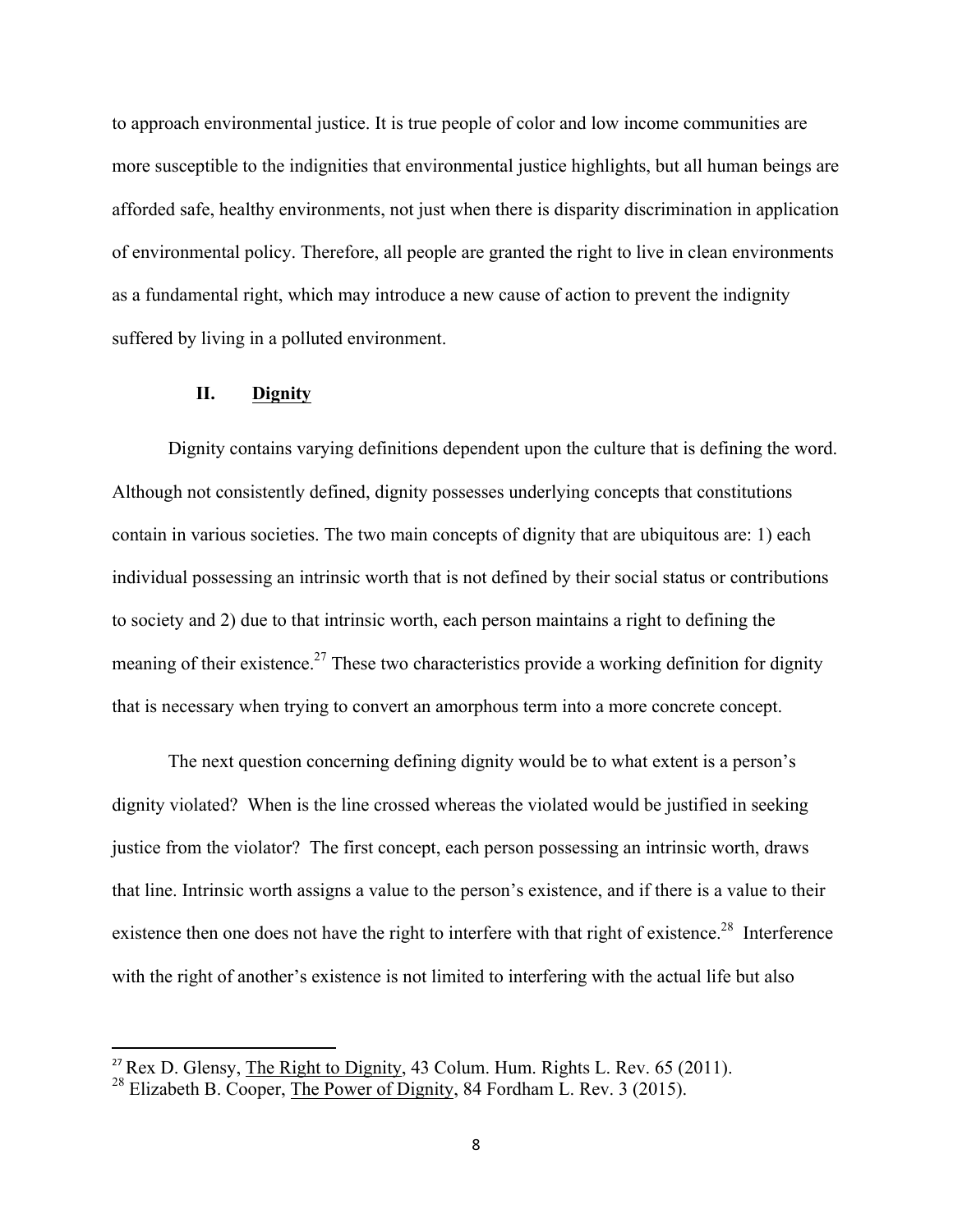to approach environmental justice. It is true people of color and low income communities are more susceptible to the indignities that environmental justice highlights, but all human beings are afforded safe, healthy environments, not just when there is disparity discrimination in application of environmental policy. Therefore, all people are granted the right to live in clean environments as a fundamental right, which may introduce a new cause of action to prevent the indignity suffered by living in a polluted environment.

## II. <u>Dignity</u>

Dignity contains varying definitions dependent upon the culture that is defining the word. Although not consistently defined, dignity possesses underlying concepts that constitutions contain in various societies. The two main concepts of dignity that are ubiquitous are: 1) each individual possessing an intrinsic worth that is not defined by their social status or contributions to society and 2) due to that intrinsic worth, each person maintains a right to defining the meaning of their existence.[27] These two characteristics provide a working definition for dignity that is necessary when trying to convert an amorphous term into a more concrete concept.

The next question concerning defining dignity would be to what extent is a person's dignity violated? When is the line crossed whereas the violated would be justified in seeking justice from the violator? The first concept, each person possessing an intrinsic worth, draws that line. Intrinsic worth assigns a value to the person's existence, and if there is a value to their existence then one does not have the right to interfere with that right of existence.[28] Interference with the right of another's existence is not limited to interfering with the actual life but also

---

[27] Rex D. Glensy, <u>The Right to Dignity</u>, 43 Colum. Hum. Rights L. Rev. 65 (2011).

[28] Elizabeth B. Cooper, <u>The Power of Dignity</u>, 84 Fordham L. Rev. 3 (2015).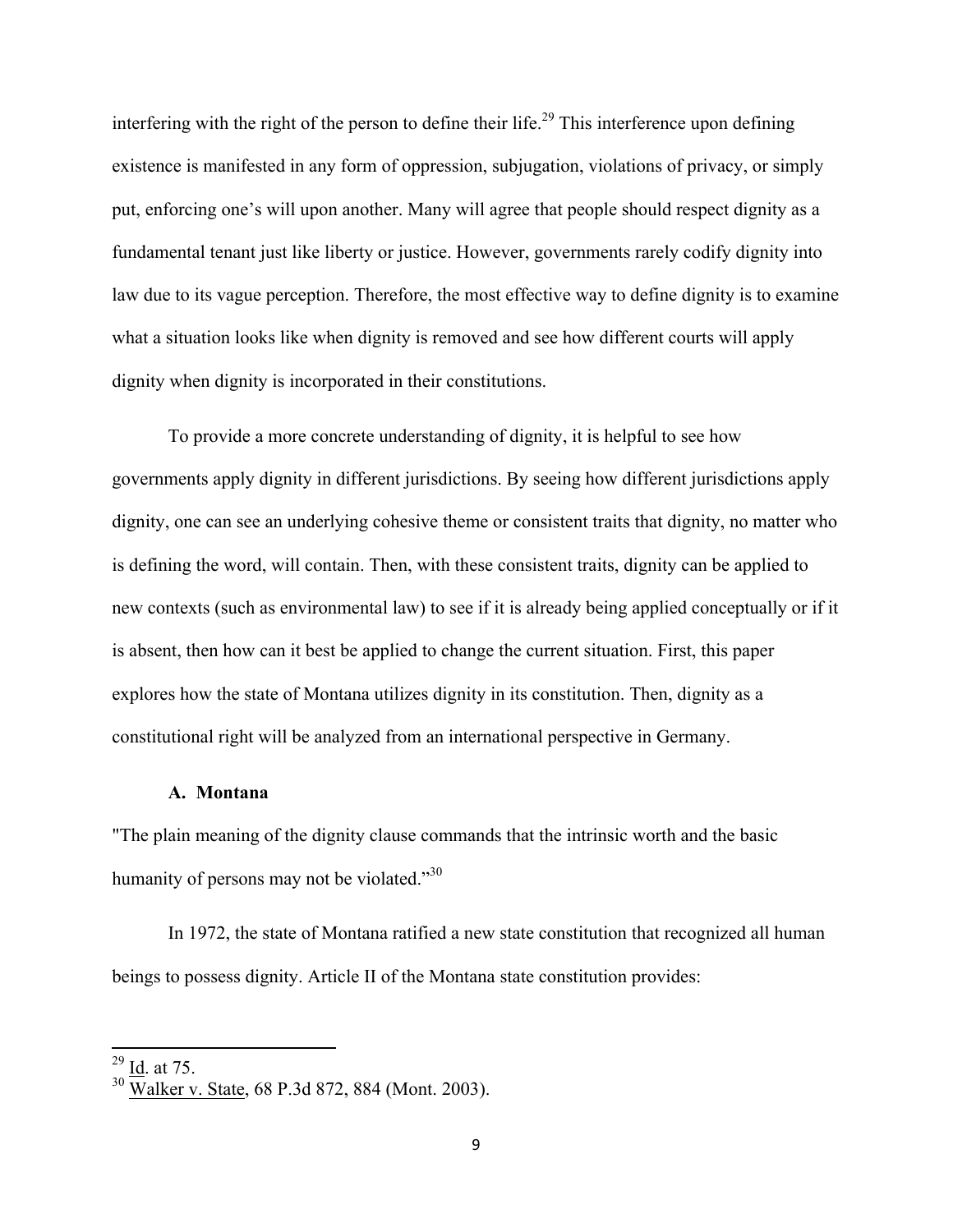interfering with the right of the person to define their life.[29] This interference upon defining existence is manifested in any form of oppression, subjugation, violations of privacy, or simply put, enforcing one's will upon another. Many will agree that people should respect dignity as a fundamental tenant just like liberty or justice. However, governments rarely codify dignity into law due to its vague perception. Therefore, the most effective way to define dignity is to examine what a situation looks like when dignity is removed and see how different courts will apply dignity when dignity is incorporated in their constitutions.

To provide a more concrete understanding of dignity, it is helpful to see how governments apply dignity in different jurisdictions. By seeing how different jurisdictions apply dignity, one can see an underlying cohesive theme or consistent traits that dignity, no matter who is defining the word, will contain. Then, with these consistent traits, dignity can be applied to new contexts (such as environmental law) to see if it is already being applied conceptually or if it is absent, then how can it best be applied to change the current situation. First, this paper explores how the state of Montana utilizes dignity in its constitution. Then, dignity as a constitutional right will be analyzed from an international perspective in Germany.

### A. Montana

"The plain meaning of the dignity clause commands that the intrinsic worth and the basic humanity of persons may not be violated."[30]

In 1972, the state of Montana ratified a new state constitution that recognized all human beings to possess dignity. Article II of the Montana state constitution provides:

---

[29] Id. at 75.

[30] Walker v. State, 68 P.3d 872, 884 (Mont. 2003).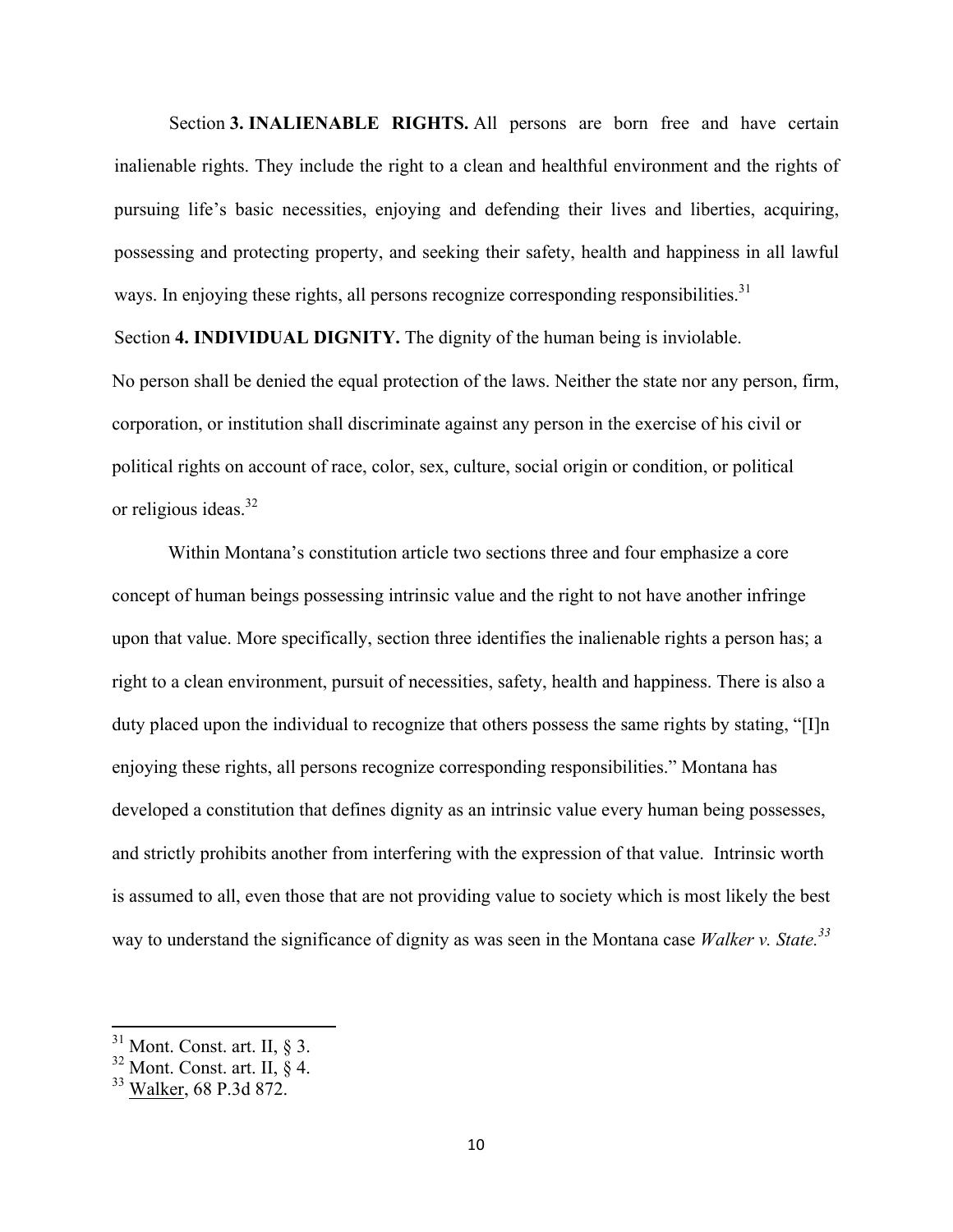Section **3. INALIENABLE RIGHTS.** All persons are born free and have certain inalienable rights. They include the right to a clean and healthful environment and the rights of pursuing life's basic necessities, enjoying and defending their lives and liberties, acquiring, possessing and protecting property, and seeking their safety, health and happiness in all lawful ways. In enjoying these rights, all persons recognize corresponding responsibilities.[31]

Section **4. INDIVIDUAL DIGNITY.** The dignity of the human being is inviolable. No person shall be denied the equal protection of the laws. Neither the state nor any person, firm, corporation, or institution shall discriminate against any person in the exercise of his civil or political rights on account of race, color, sex, culture, social origin or condition, or political or religious ideas.[32]

Within Montana's constitution article two sections three and four emphasize a core concept of human beings possessing intrinsic value and the right to not have another infringe upon that value. More specifically, section three identifies the inalienable rights a person has; a right to a clean environment, pursuit of necessities, safety, health and happiness. There is also a duty placed upon the individual to recognize that others possess the same rights by stating, "[I]n enjoying these rights, all persons recognize corresponding responsibilities." Montana has developed a constitution that defines dignity as an intrinsic value every human being possesses, and strictly prohibits another from interfering with the expression of that value. Intrinsic worth is assumed to all, even those that are not providing value to society which is most likely the best way to understand the significance of dignity as was seen in the Montana case *Walker v. State.*[33]

---

[31] Mont. Const. art. II, § 3.
[32] Mont. Const. art. II, § 4.
[33] Walker, 68 P.3d 872.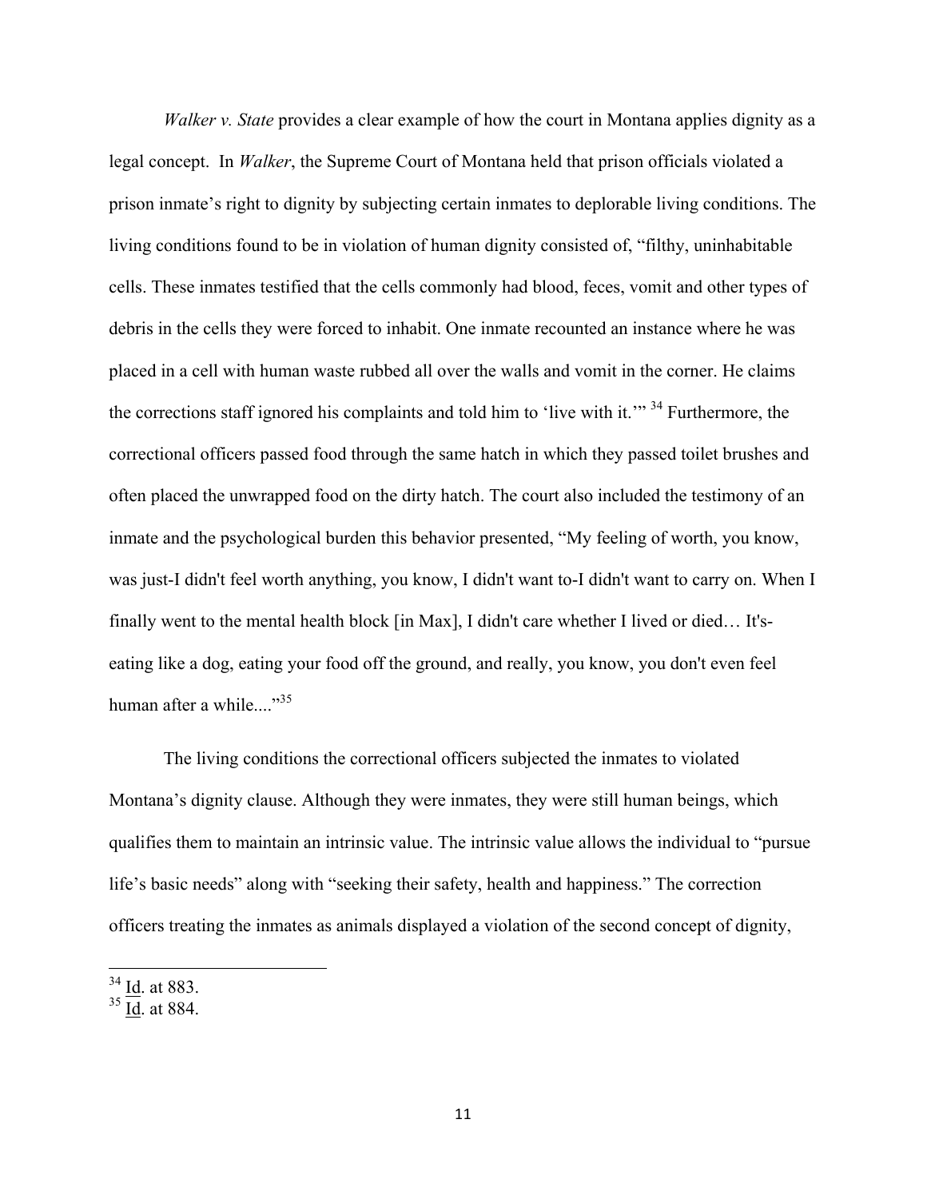*Walker v. State* provides a clear example of how the court in Montana applies dignity as a legal concept. In *Walker*, the Supreme Court of Montana held that prison officials violated a prison inmate's right to dignity by subjecting certain inmates to deplorable living conditions. The living conditions found to be in violation of human dignity consisted of, "filthy, uninhabitable cells. These inmates testified that the cells commonly had blood, feces, vomit and other types of debris in the cells they were forced to inhabit. One inmate recounted an instance where he was placed in a cell with human waste rubbed all over the walls and vomit in the corner. He claims the corrections staff ignored his complaints and told him to 'live with it.'" [34] Furthermore, the correctional officers passed food through the same hatch in which they passed toilet brushes and often placed the unwrapped food on the dirty hatch. The court also included the testimony of an inmate and the psychological burden this behavior presented, "My feeling of worth, you know, was just-I didn't feel worth anything, you know, I didn't want to-I didn't want to carry on. When I finally went to the mental health block [in Max], I didn't care whether I lived or died… It's-eating like a dog, eating your food off the ground, and really, you know, you don't even feel human after a while...."[35]

The living conditions the correctional officers subjected the inmates to violated Montana's dignity clause. Although they were inmates, they were still human beings, which qualifies them to maintain an intrinsic value. The intrinsic value allows the individual to "pursue life's basic needs" along with "seeking their safety, health and happiness." The correction officers treating the inmates as animals displayed a violation of the second concept of dignity,

---

[34] Id. at 883.
[35] Id. at 884.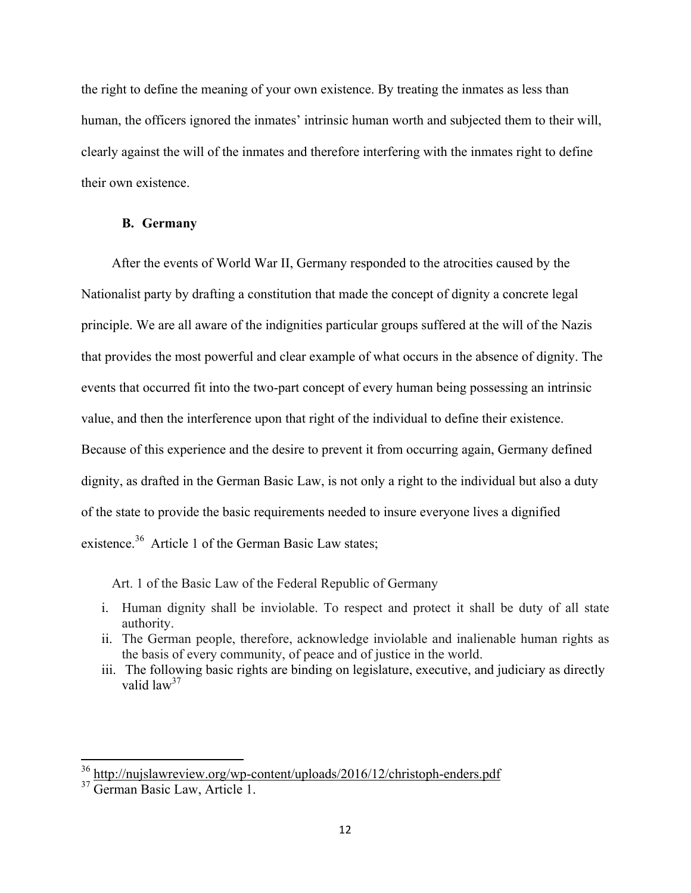the right to define the meaning of your own existence. By treating the inmates as less than human, the officers ignored the inmates' intrinsic human worth and subjected them to their will, clearly against the will of the inmates and therefore interfering with the inmates right to define their own existence.

## B. Germany

After the events of World War II, Germany responded to the atrocities caused by the Nationalist party by drafting a constitution that made the concept of dignity a concrete legal principle. We are all aware of the indignities particular groups suffered at the will of the Nazis that provides the most powerful and clear example of what occurs in the absence of dignity. The events that occurred fit into the two-part concept of every human being possessing an intrinsic value, and then the interference upon that right of the individual to define their existence. Because of this experience and the desire to prevent it from occurring again, Germany defined dignity, as drafted in the German Basic Law, is not only a right to the individual but also a duty of the state to provide the basic requirements needed to insure everyone lives a dignified existence.[36] Article 1 of the German Basic Law states;

Art. 1 of the Basic Law of the Federal Republic of Germany

i. Human dignity shall be inviolable. To respect and protect it shall be duty of all state authority.
ii. The German people, therefore, acknowledge inviolable and inalienable human rights as the basis of every community, of peace and of justice in the world.
iii. The following basic rights are binding on legislature, executive, and judiciary as directly valid law[37]

---

[36] http://nujslawreview.org/wp-content/uploads/2016/12/christoph-enders.pdf

[37] German Basic Law, Article 1.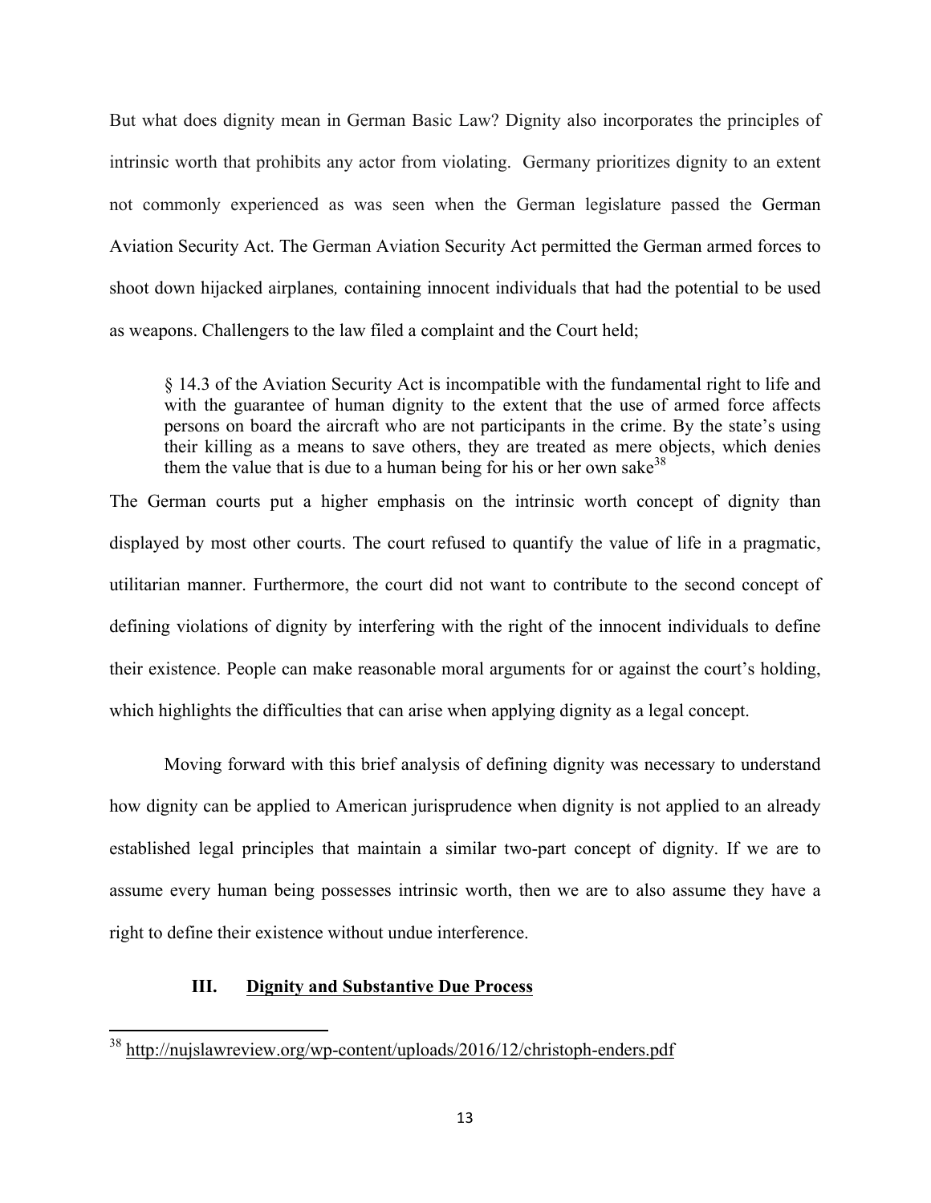But what does dignity mean in German Basic Law? Dignity also incorporates the principles of intrinsic worth that prohibits any actor from violating. Germany prioritizes dignity to an extent not commonly experienced as was seen when the German legislature passed the German Aviation Security Act. The German Aviation Security Act permitted the German armed forces to shoot down hijacked airplanes*,* containing innocent individuals that had the potential to be used as weapons. Challengers to the law filed a complaint and the Court held;

> § 14.3 of the Aviation Security Act is incompatible with the fundamental right to life and with the guarantee of human dignity to the extent that the use of armed force affects persons on board the aircraft who are not participants in the crime. By the state's using their killing as a means to save others, they are treated as mere objects, which denies them the value that is due to a human being for his or her own sake[38]

The German courts put a higher emphasis on the intrinsic worth concept of dignity than displayed by most other courts. The court refused to quantify the value of life in a pragmatic, utilitarian manner. Furthermore, the court did not want to contribute to the second concept of defining violations of dignity by interfering with the right of the innocent individuals to define their existence. People can make reasonable moral arguments for or against the court's holding, which highlights the difficulties that can arise when applying dignity as a legal concept.

Moving forward with this brief analysis of defining dignity was necessary to understand how dignity can be applied to American jurisprudence when dignity is not applied to an already established legal principles that maintain a similar two-part concept of dignity. If we are to assume every human being possesses intrinsic worth, then we are to also assume they have a right to define their existence without undue interference.

## III. Dignity and Substantive Due Process

[38] http://nujslawreview.org/wp-content/uploads/2016/12/christoph-enders.pdf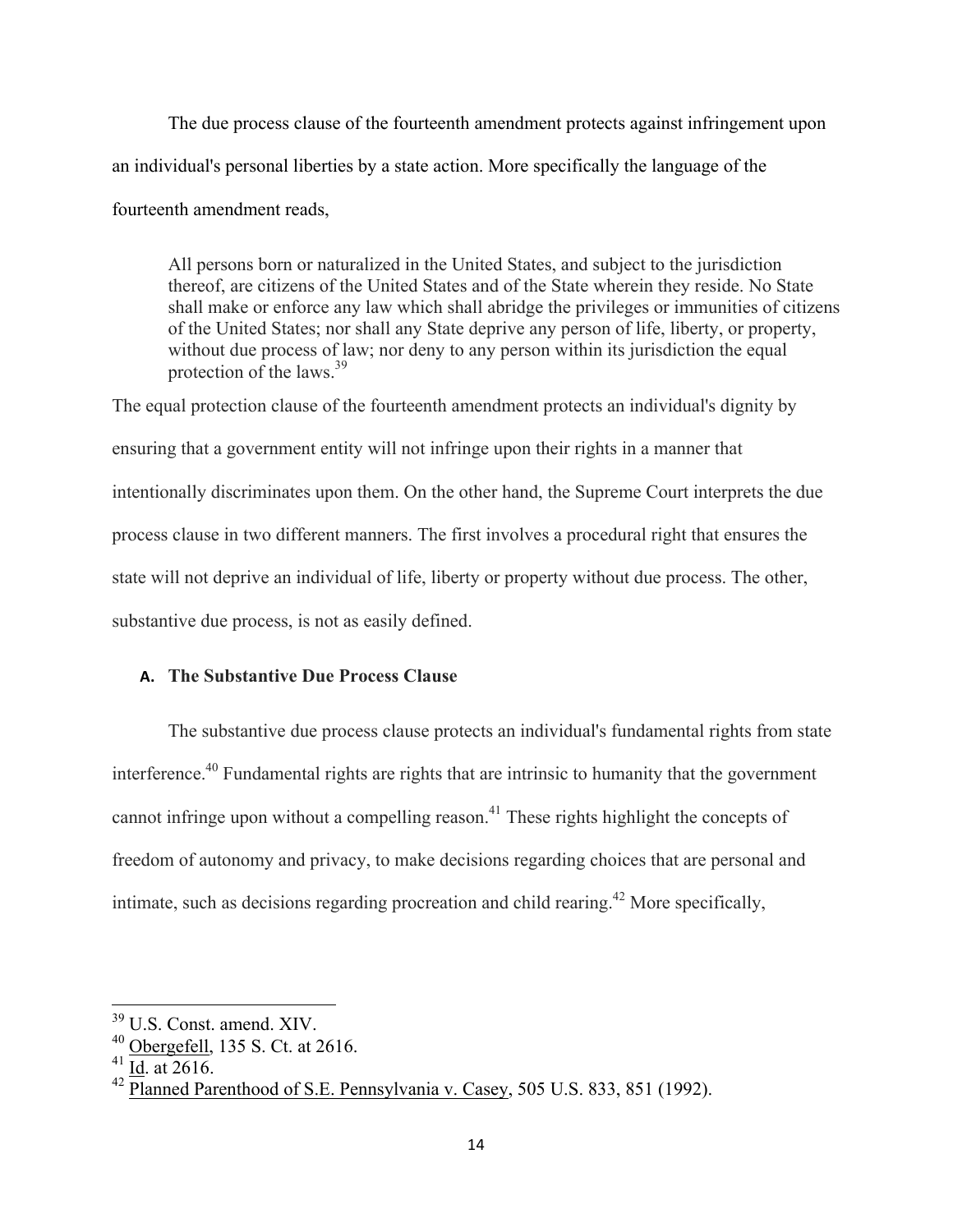The due process clause of the fourteenth amendment protects against infringement upon an individual's personal liberties by a state action. More specifically the language of the fourteenth amendment reads,

> All persons born or naturalized in the United States, and subject to the jurisdiction thereof, are citizens of the United States and of the State wherein they reside. No State shall make or enforce any law which shall abridge the privileges or immunities of citizens of the United States; nor shall any State deprive any person of life, liberty, or property, without due process of law; nor deny to any person within its jurisdiction the equal protection of the laws.[39]

The equal protection clause of the fourteenth amendment protects an individual's dignity by ensuring that a government entity will not infringe upon their rights in a manner that intentionally discriminates upon them. On the other hand, the Supreme Court interprets the due process clause in two different manners. The first involves a procedural right that ensures the state will not deprive an individual of life, liberty or property without due process. The other, substantive due process, is not as easily defined.

### A. The Substantive Due Process Clause

The substantive due process clause protects an individual's fundamental rights from state interference.[40] Fundamental rights are rights that are intrinsic to humanity that the government cannot infringe upon without a compelling reason.[41] These rights highlight the concepts of freedom of autonomy and privacy, to make decisions regarding choices that are personal and intimate, such as decisions regarding procreation and child rearing.[42] More specifically,

---

[39] U.S. Const. amend. XIV.

[40] Obergefell, 135 S. Ct. at 2616.

[41] Id. at 2616.

[42] Planned Parenthood of S.E. Pennsylvania v. Casey, 505 U.S. 833, 851 (1992).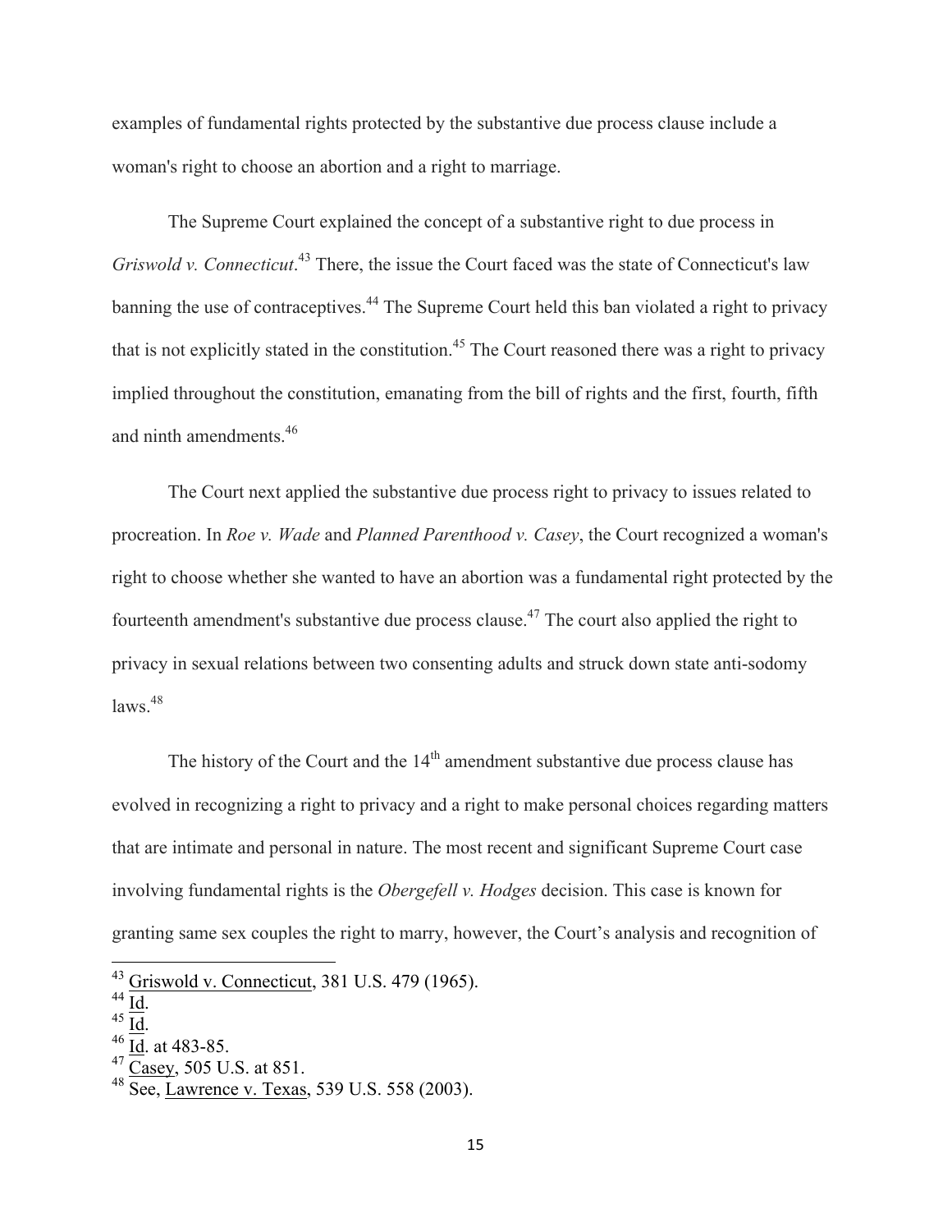examples of fundamental rights protected by the substantive due process clause include a woman's right to choose an abortion and a right to marriage.

The Supreme Court explained the concept of a substantive right to due process in *Griswold v. Connecticut*.[43] There, the issue the Court faced was the state of Connecticut's law banning the use of contraceptives.[44] The Supreme Court held this ban violated a right to privacy that is not explicitly stated in the constitution.[45] The Court reasoned there was a right to privacy implied throughout the constitution, emanating from the bill of rights and the first, fourth, fifth and ninth amendments.[46]

The Court next applied the substantive due process right to privacy to issues related to procreation. In *Roe v. Wade* and *Planned Parenthood v. Casey*, the Court recognized a woman's right to choose whether she wanted to have an abortion was a fundamental right protected by the fourteenth amendment's substantive due process clause.[47] The court also applied the right to privacy in sexual relations between two consenting adults and struck down state anti-sodomy laws.[48]

The history of the Court and the 14th amendment substantive due process clause has evolved in recognizing a right to privacy and a right to make personal choices regarding matters that are intimate and personal in nature. The most recent and significant Supreme Court case involving fundamental rights is the *Obergefell v. Hodges* decision. This case is known for granting same sex couples the right to marry, however, the Court's analysis and recognition of

---

[43] Griswold v. Connecticut, 381 U.S. 479 (1965).
[44] Id.
[45] Id.
[46] Id. at 483-85.
[47] Casey, 505 U.S. at 851.
[48] See, Lawrence v. Texas, 539 U.S. 558 (2003).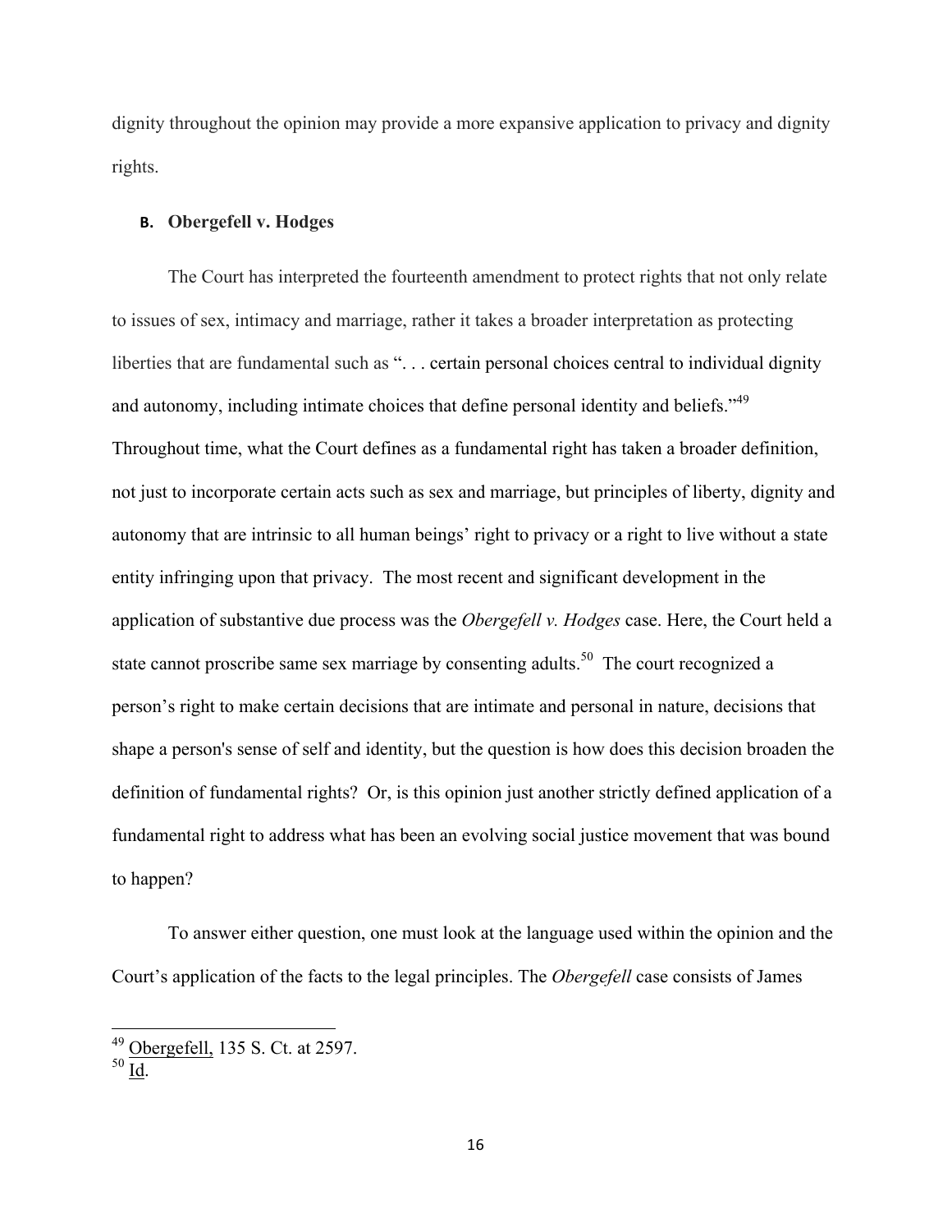dignity throughout the opinion may provide a more expansive application to privacy and dignity rights.

## B. Obergefell v. Hodges

The Court has interpreted the fourteenth amendment to protect rights that not only relate to issues of sex, intimacy and marriage, rather it takes a broader interpretation as protecting liberties that are fundamental such as ". . . certain personal choices central to individual dignity and autonomy, including intimate choices that define personal identity and beliefs."[49] Throughout time, what the Court defines as a fundamental right has taken a broader definition, not just to incorporate certain acts such as sex and marriage, but principles of liberty, dignity and autonomy that are intrinsic to all human beings' right to privacy or a right to live without a state entity infringing upon that privacy. The most recent and significant development in the application of substantive due process was the *Obergefell v. Hodges* case. Here, the Court held a state cannot proscribe same sex marriage by consenting adults.[50] The court recognized a person's right to make certain decisions that are intimate and personal in nature, decisions that shape a person's sense of self and identity, but the question is how does this decision broaden the definition of fundamental rights? Or, is this opinion just another strictly defined application of a fundamental right to address what has been an evolving social justice movement that was bound to happen?

To answer either question, one must look at the language used within the opinion and the Court's application of the facts to the legal principles. The *Obergefell* case consists of James

---

[49] Obergefell, 135 S. Ct. at 2597.

[50] Id.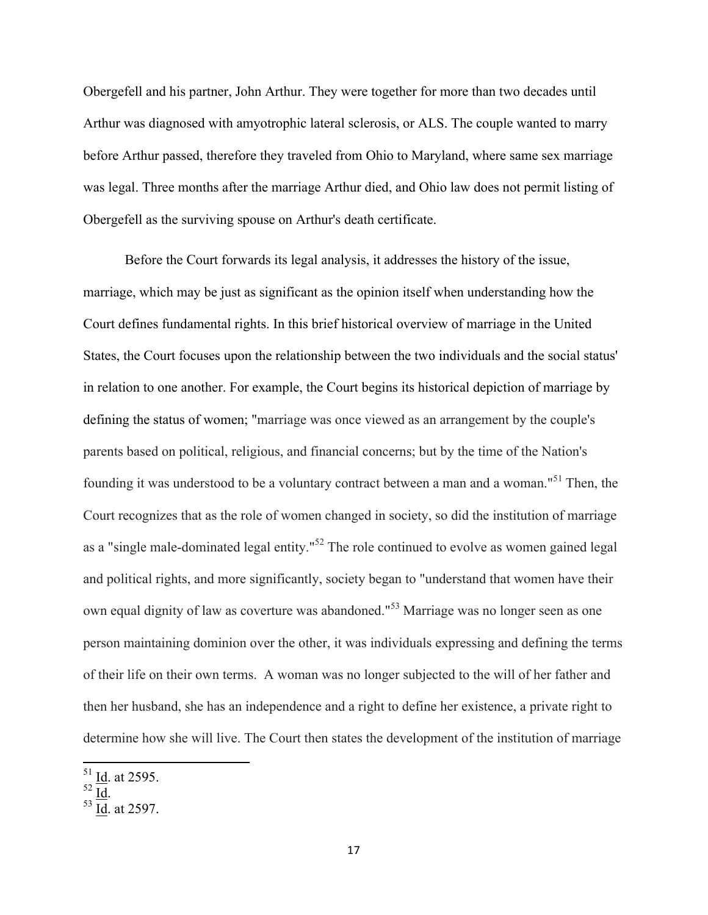Obergefell and his partner, John Arthur. They were together for more than two decades until Arthur was diagnosed with amyotrophic lateral sclerosis, or ALS. The couple wanted to marry before Arthur passed, therefore they traveled from Ohio to Maryland, where same sex marriage was legal. Three months after the marriage Arthur died, and Ohio law does not permit listing of Obergefell as the surviving spouse on Arthur's death certificate.

Before the Court forwards its legal analysis, it addresses the history of the issue, marriage, which may be just as significant as the opinion itself when understanding how the Court defines fundamental rights. In this brief historical overview of marriage in the United States, the Court focuses upon the relationship between the two individuals and the social status' in relation to one another. For example, the Court begins its historical depiction of marriage by defining the status of women; "marriage was once viewed as an arrangement by the couple's parents based on political, religious, and financial concerns; but by the time of the Nation's founding it was understood to be a voluntary contract between a man and a woman."[51] Then, the Court recognizes that as the role of women changed in society, so did the institution of marriage as a "single male-dominated legal entity."[52] The role continued to evolve as women gained legal and political rights, and more significantly, society began to "understand that women have their own equal dignity of law as coverture was abandoned."[53] Marriage was no longer seen as one person maintaining dominion over the other, it was individuals expressing and defining the terms of their life on their own terms. A woman was no longer subjected to the will of her father and then her husband, she has an independence and a right to define her existence, a private right to determine how she will live. The Court then states the development of the institution of marriage

[51] Id. at 2595.
[52] Id.
[53] Id. at 2597.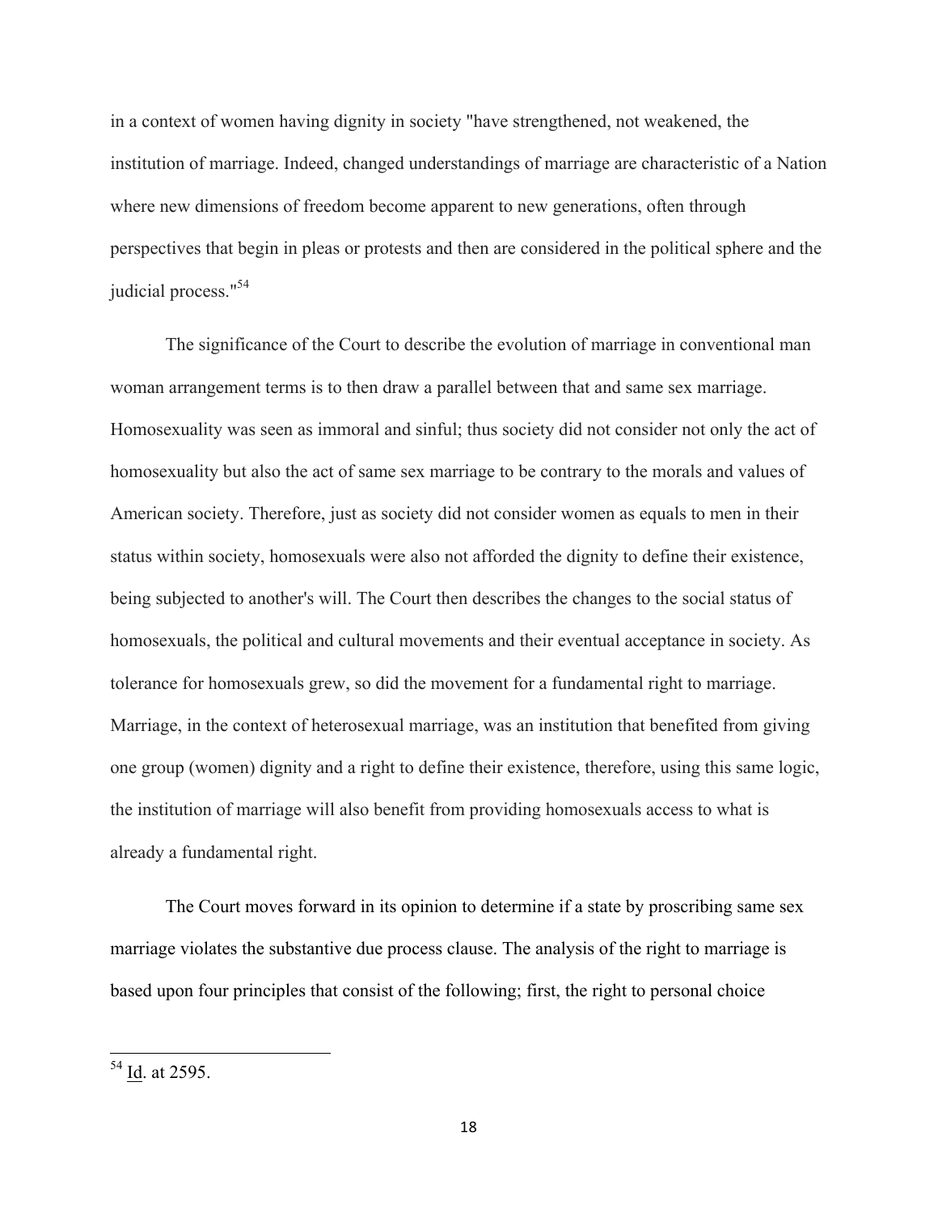in a context of women having dignity in society "have strengthened, not weakened, the institution of marriage. Indeed, changed understandings of marriage are characteristic of a Nation where new dimensions of freedom become apparent to new generations, often through perspectives that begin in pleas or protests and then are considered in the political sphere and the judicial process."[54]

The significance of the Court to describe the evolution of marriage in conventional man woman arrangement terms is to then draw a parallel between that and same sex marriage. Homosexuality was seen as immoral and sinful; thus society did not consider not only the act of homosexuality but also the act of same sex marriage to be contrary to the morals and values of American society. Therefore, just as society did not consider women as equals to men in their status within society, homosexuals were also not afforded the dignity to define their existence, being subjected to another's will. The Court then describes the changes to the social status of homosexuals, the political and cultural movements and their eventual acceptance in society. As tolerance for homosexuals grew, so did the movement for a fundamental right to marriage. Marriage, in the context of heterosexual marriage, was an institution that benefited from giving one group (women) dignity and a right to define their existence, therefore, using this same logic, the institution of marriage will also benefit from providing homosexuals access to what is already a fundamental right.

The Court moves forward in its opinion to determine if a state by proscribing same sex marriage violates the substantive due process clause. The analysis of the right to marriage is based upon four principles that consist of the following; first, the right to personal choice

[54] Id. at 2595.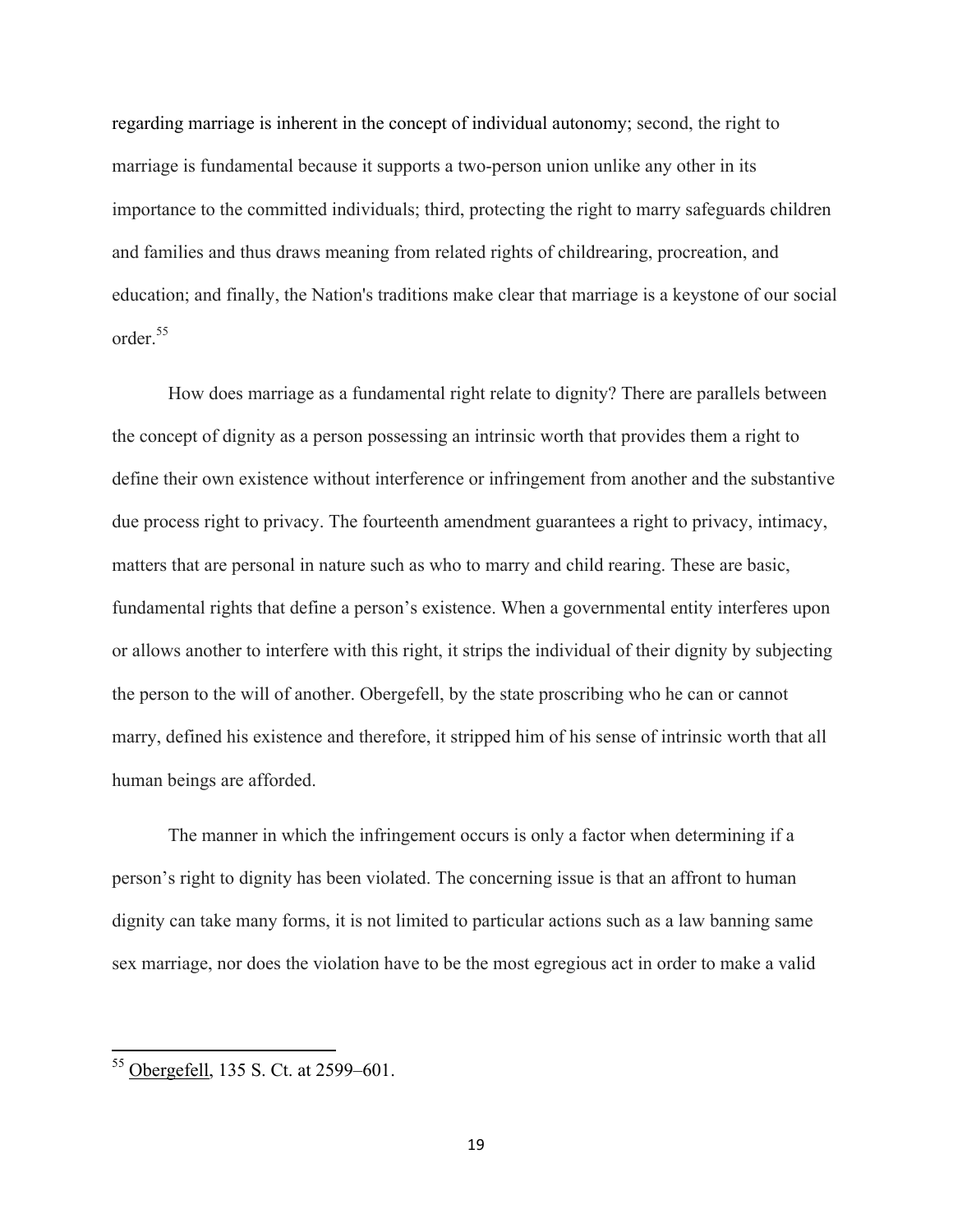regarding marriage is inherent in the concept of individual autonomy; second, the right to marriage is fundamental because it supports a two-person union unlike any other in its importance to the committed individuals; third, protecting the right to marry safeguards children and families and thus draws meaning from related rights of childrearing, procreation, and education; and finally, the Nation's traditions make clear that marriage is a keystone of our social order.[55]

How does marriage as a fundamental right relate to dignity? There are parallels between the concept of dignity as a person possessing an intrinsic worth that provides them a right to define their own existence without interference or infringement from another and the substantive due process right to privacy. The fourteenth amendment guarantees a right to privacy, intimacy, matters that are personal in nature such as who to marry and child rearing. These are basic, fundamental rights that define a person's existence. When a governmental entity interferes upon or allows another to interfere with this right, it strips the individual of their dignity by subjecting the person to the will of another. Obergefell, by the state proscribing who he can or cannot marry, defined his existence and therefore, it stripped him of his sense of intrinsic worth that all human beings are afforded.

The manner in which the infringement occurs is only a factor when determining if a person's right to dignity has been violated. The concerning issue is that an affront to human dignity can take many forms, it is not limited to particular actions such as a law banning same sex marriage, nor does the violation have to be the most egregious act in order to make a valid

---

[55] Obergefell, 135 S. Ct. at 2599–601.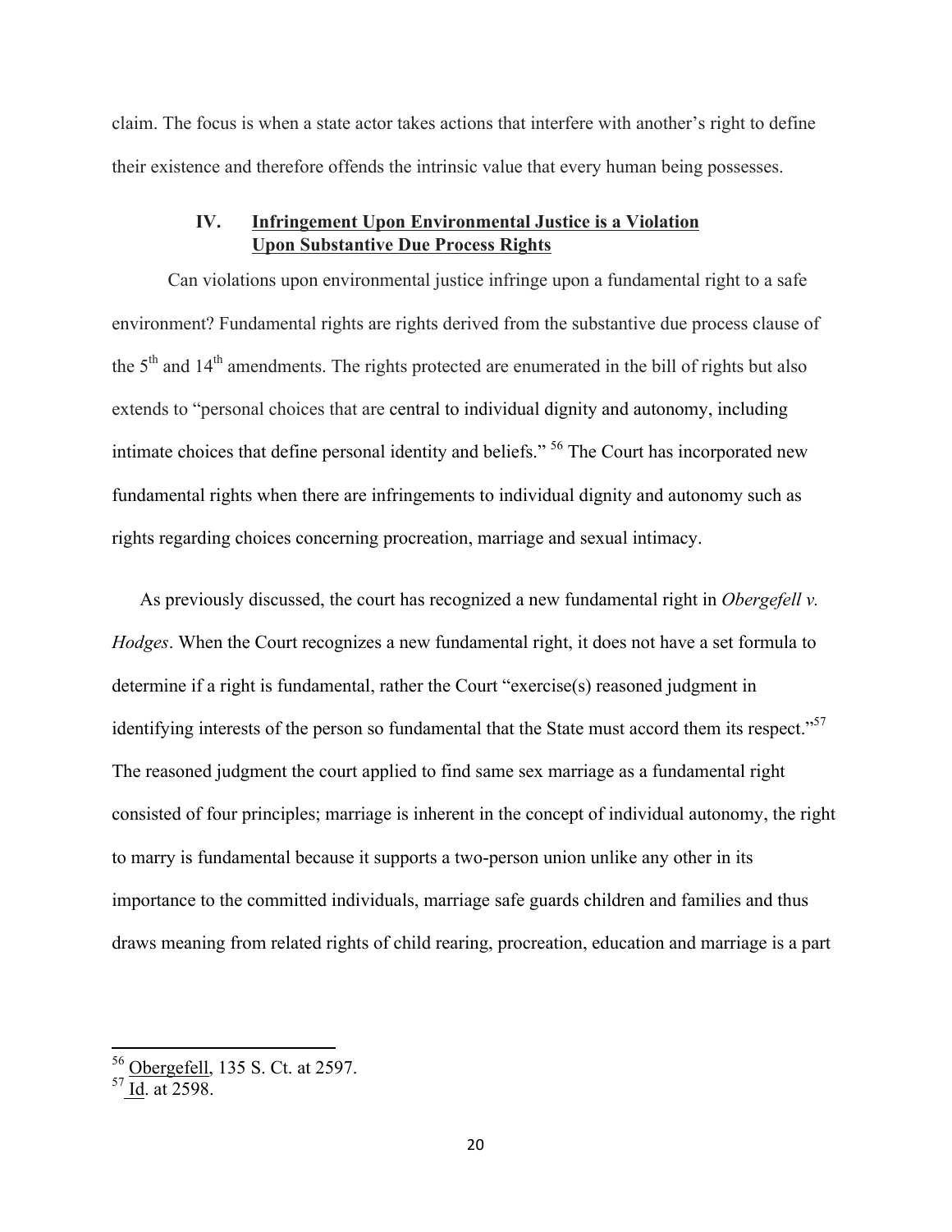claim. The focus is when a state actor takes actions that interfere with another's right to define their existence and therefore offends the intrinsic value that every human being possesses.

## IV. Infringement Upon Environmental Justice is a Violation Upon Substantive Due Process Rights

Can violations upon environmental justice infringe upon a fundamental right to a safe environment? Fundamental rights are rights derived from the substantive due process clause of the 5th and 14th amendments. The rights protected are enumerated in the bill of rights but also extends to "personal choices that are central to individual dignity and autonomy, including intimate choices that define personal identity and beliefs." [56] The Court has incorporated new fundamental rights when there are infringements to individual dignity and autonomy such as rights regarding choices concerning procreation, marriage and sexual intimacy.

As previously discussed, the court has recognized a new fundamental right in *Obergefell v. Hodges*. When the Court recognizes a new fundamental right, it does not have a set formula to determine if a right is fundamental, rather the Court "exercise(s) reasoned judgment in identifying interests of the person so fundamental that the State must accord them its respect."[57] The reasoned judgment the court applied to find same sex marriage as a fundamental right consisted of four principles; marriage is inherent in the concept of individual autonomy, the right to marry is fundamental because it supports a two-person union unlike any other in its importance to the committed individuals, marriage safe guards children and families and thus draws meaning from related rights of child rearing, procreation, education and marriage is a part

---

[56] Obergefell, 135 S. Ct. at 2597.

[57] Id. at 2598.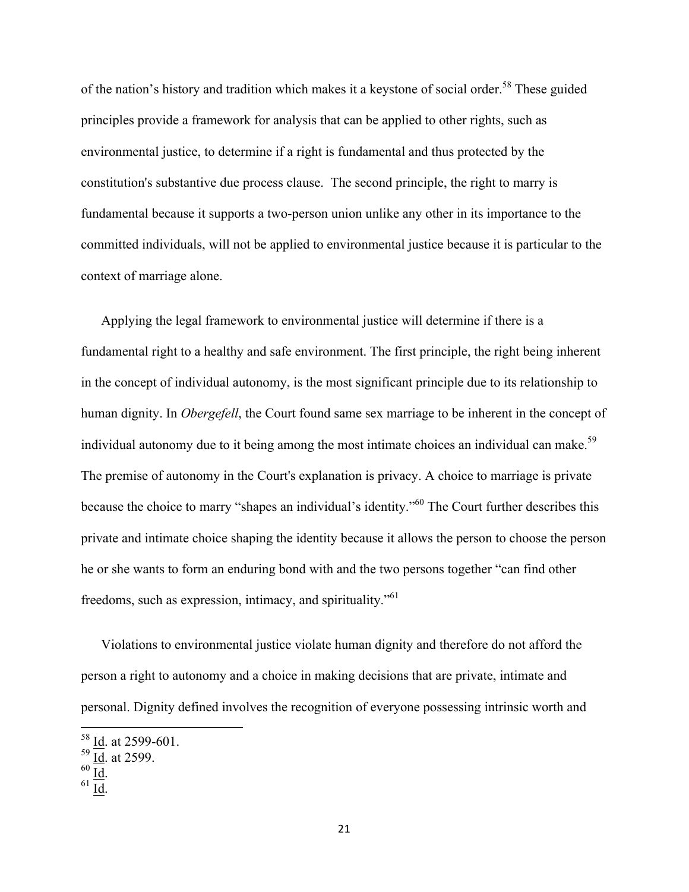of the nation's history and tradition which makes it a keystone of social order.[58] These guided principles provide a framework for analysis that can be applied to other rights, such as environmental justice, to determine if a right is fundamental and thus protected by the constitution's substantive due process clause. The second principle, the right to marry is fundamental because it supports a two-person union unlike any other in its importance to the committed individuals, will not be applied to environmental justice because it is particular to the context of marriage alone.

Applying the legal framework to environmental justice will determine if there is a fundamental right to a healthy and safe environment. The first principle, the right being inherent in the concept of individual autonomy, is the most significant principle due to its relationship to human dignity. In *Obergefell*, the Court found same sex marriage to be inherent in the concept of individual autonomy due to it being among the most intimate choices an individual can make.[59] The premise of autonomy in the Court's explanation is privacy. A choice to marriage is private because the choice to marry "shapes an individual's identity."[60] The Court further describes this private and intimate choice shaping the identity because it allows the person to choose the person he or she wants to form an enduring bond with and the two persons together "can find other freedoms, such as expression, intimacy, and spirituality."[61]

Violations to environmental justice violate human dignity and therefore do not afford the person a right to autonomy and a choice in making decisions that are private, intimate and personal. Dignity defined involves the recognition of everyone possessing intrinsic worth and

---

[58] Id. at 2599-601.
[59] Id. at 2599.
[60] Id.
[61] Id.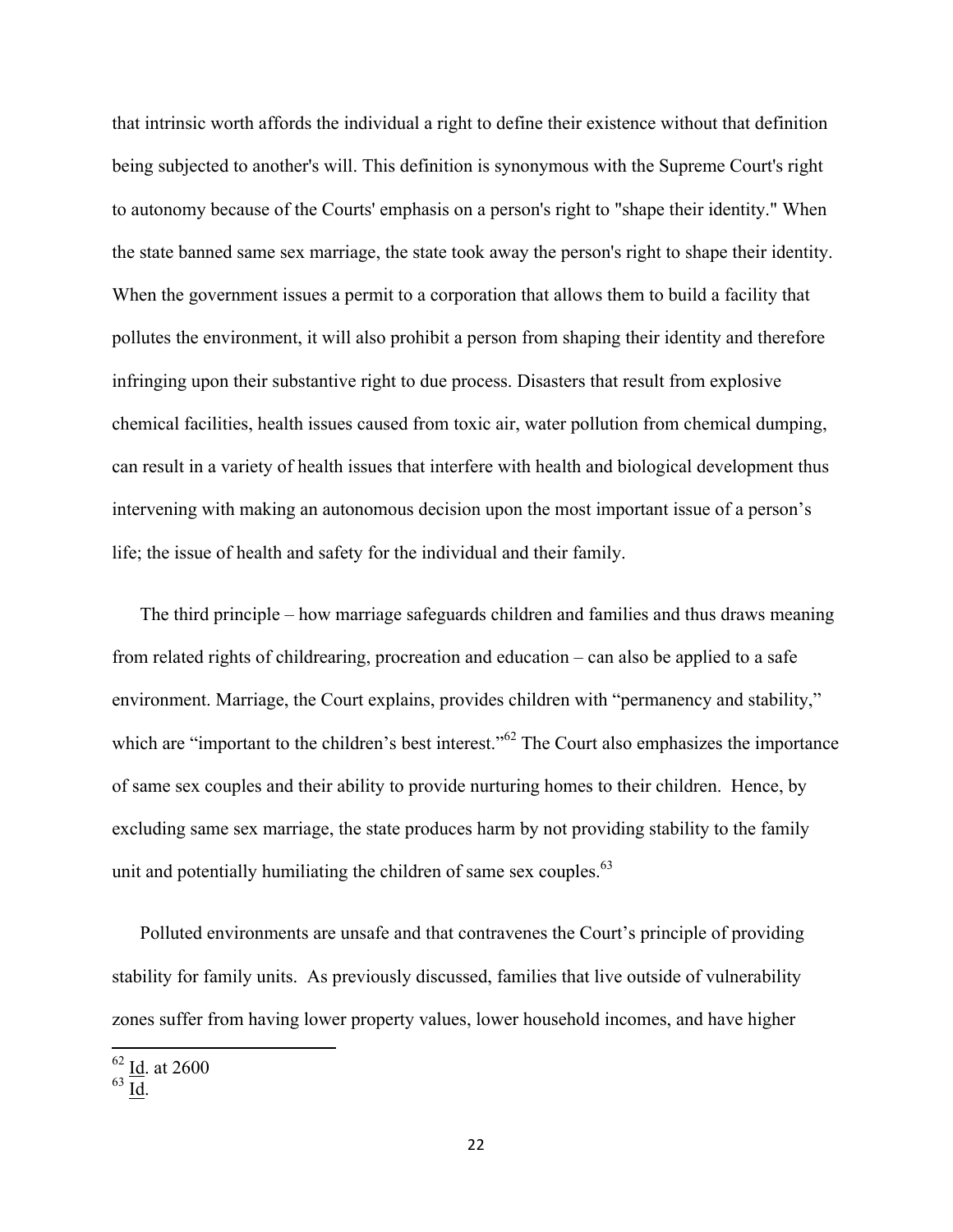that intrinsic worth affords the individual a right to define their existence without that definition being subjected to another's will. This definition is synonymous with the Supreme Court's right to autonomy because of the Courts' emphasis on a person's right to "shape their identity." When the state banned same sex marriage, the state took away the person's right to shape their identity. When the government issues a permit to a corporation that allows them to build a facility that pollutes the environment, it will also prohibit a person from shaping their identity and therefore infringing upon their substantive right to due process. Disasters that result from explosive chemical facilities, health issues caused from toxic air, water pollution from chemical dumping, can result in a variety of health issues that interfere with health and biological development thus intervening with making an autonomous decision upon the most important issue of a person's life; the issue of health and safety for the individual and their family.

The third principle – how marriage safeguards children and families and thus draws meaning from related rights of childrearing, procreation and education – can also be applied to a safe environment. Marriage, the Court explains, provides children with "permanency and stability," which are "important to the children's best interest."[62] The Court also emphasizes the importance of same sex couples and their ability to provide nurturing homes to their children. Hence, by excluding same sex marriage, the state produces harm by not providing stability to the family unit and potentially humiliating the children of same sex couples.[63]

Polluted environments are unsafe and that contravenes the Court's principle of providing stability for family units. As previously discussed, families that live outside of vulnerability zones suffer from having lower property values, lower household incomes, and have higher

---

[62] Id. at 2600

[63] Id.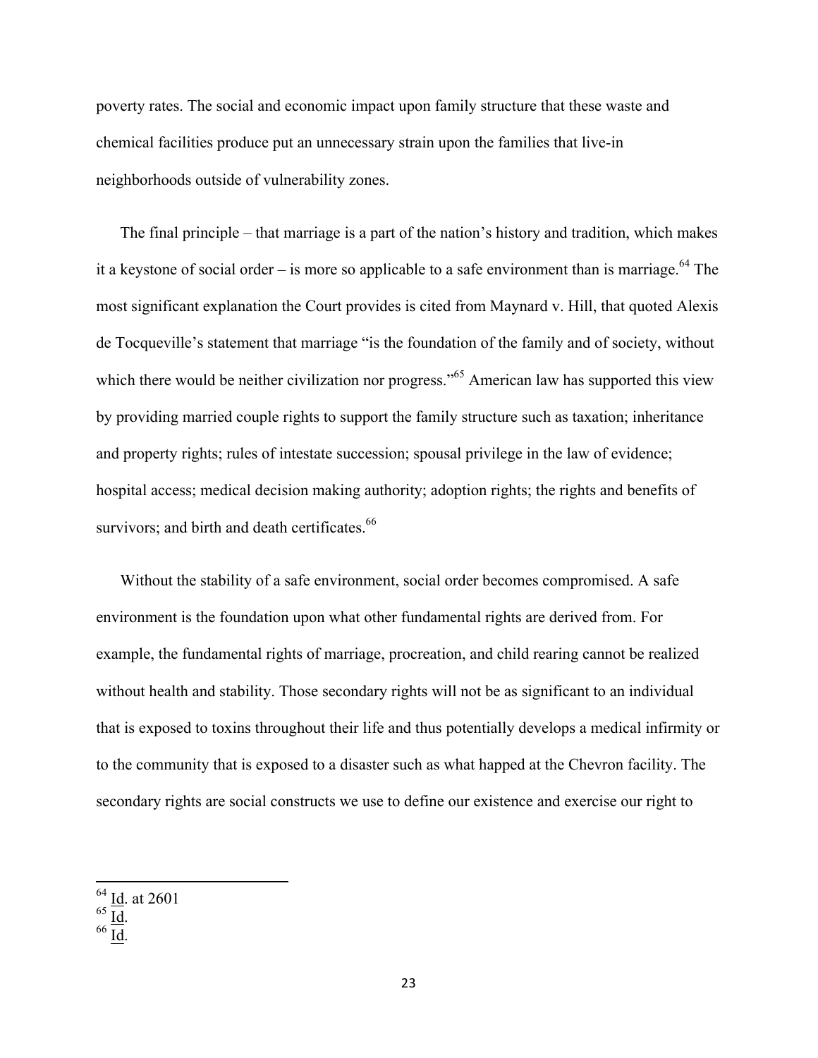poverty rates. The social and economic impact upon family structure that these waste and chemical facilities produce put an unnecessary strain upon the families that live-in neighborhoods outside of vulnerability zones.

The final principle – that marriage is a part of the nation's history and tradition, which makes it a keystone of social order – is more so applicable to a safe environment than is marriage.[64] The most significant explanation the Court provides is cited from Maynard v. Hill, that quoted Alexis de Tocqueville's statement that marriage "is the foundation of the family and of society, without which there would be neither civilization nor progress."[65] American law has supported this view by providing married couple rights to support the family structure such as taxation; inheritance and property rights; rules of intestate succession; spousal privilege in the law of evidence; hospital access; medical decision making authority; adoption rights; the rights and benefits of survivors; and birth and death certificates.[66]

Without the stability of a safe environment, social order becomes compromised. A safe environment is the foundation upon what other fundamental rights are derived from. For example, the fundamental rights of marriage, procreation, and child rearing cannot be realized without health and stability. Those secondary rights will not be as significant to an individual that is exposed to toxins throughout their life and thus potentially develops a medical infirmity or to the community that is exposed to a disaster such as what happed at the Chevron facility. The secondary rights are social constructs we use to define our existence and exercise our right to

---

[64] Id. at 2601

[65] Id.

[66] Id.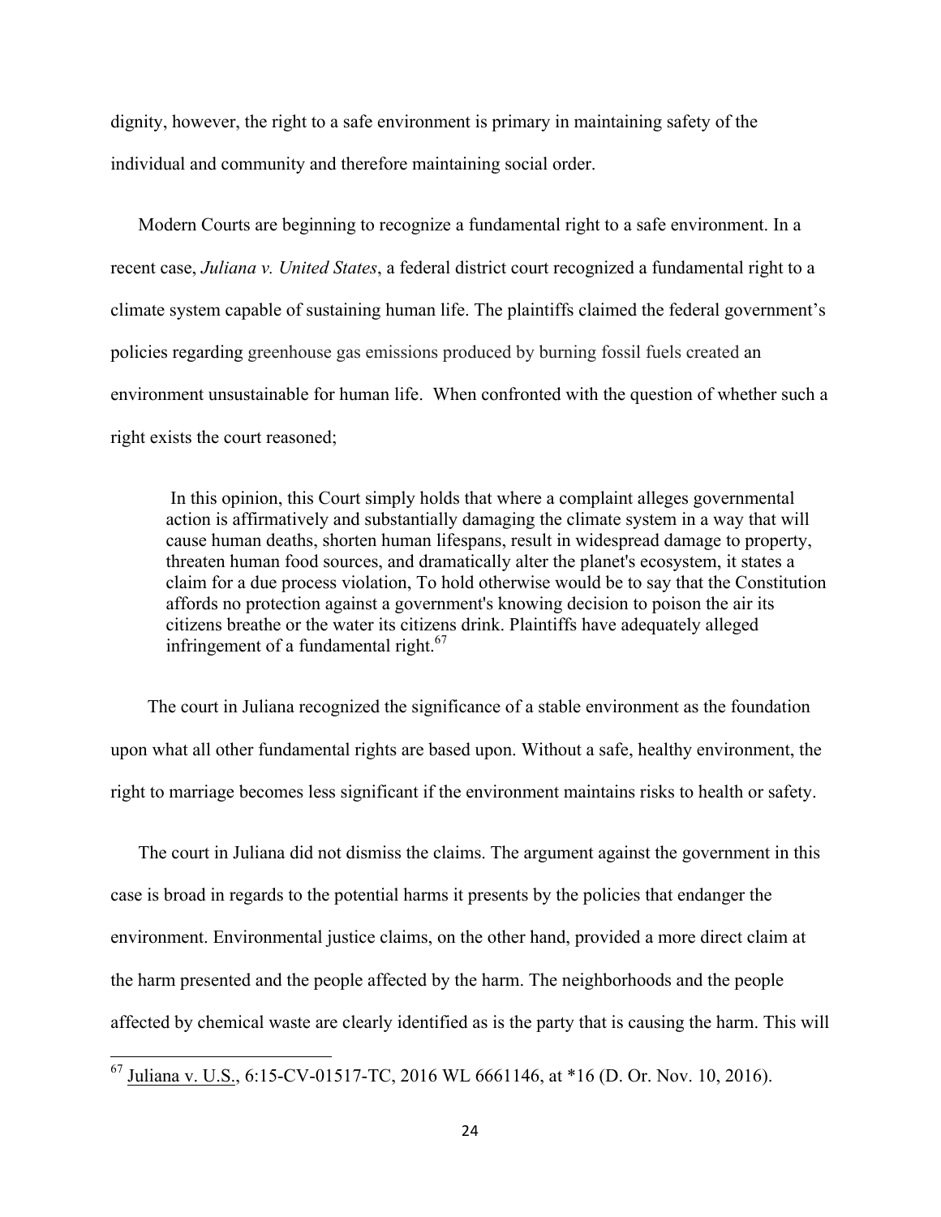dignity, however, the right to a safe environment is primary in maintaining safety of the individual and community and therefore maintaining social order.

Modern Courts are beginning to recognize a fundamental right to a safe environment. In a recent case, *Juliana v. United States*, a federal district court recognized a fundamental right to a climate system capable of sustaining human life. The plaintiffs claimed the federal government's policies regarding greenhouse gas emissions produced by burning fossil fuels created an environment unsustainable for human life. When confronted with the question of whether such a right exists the court reasoned;

> In this opinion, this Court simply holds that where a complaint alleges governmental action is affirmatively and substantially damaging the climate system in a way that will cause human deaths, shorten human lifespans, result in widespread damage to property, threaten human food sources, and dramatically alter the planet's ecosystem, it states a claim for a due process violation, To hold otherwise would be to say that the Constitution affords no protection against a government's knowing decision to poison the air its citizens breathe or the water its citizens drink. Plaintiffs have adequately alleged infringement of a fundamental right.[67]

The court in Juliana recognized the significance of a stable environment as the foundation upon what all other fundamental rights are based upon. Without a safe, healthy environment, the right to marriage becomes less significant if the environment maintains risks to health or safety.

The court in Juliana did not dismiss the claims. The argument against the government in this case is broad in regards to the potential harms it presents by the policies that endanger the environment. Environmental justice claims, on the other hand, provided a more direct claim at the harm presented and the people affected by the harm. The neighborhoods and the people affected by chemical waste are clearly identified as is the party that is causing the harm. This will

---

[67] Juliana v. U.S., 6:15-CV-01517-TC, 2016 WL 6661146, at *16 (D. Or. Nov. 10, 2016).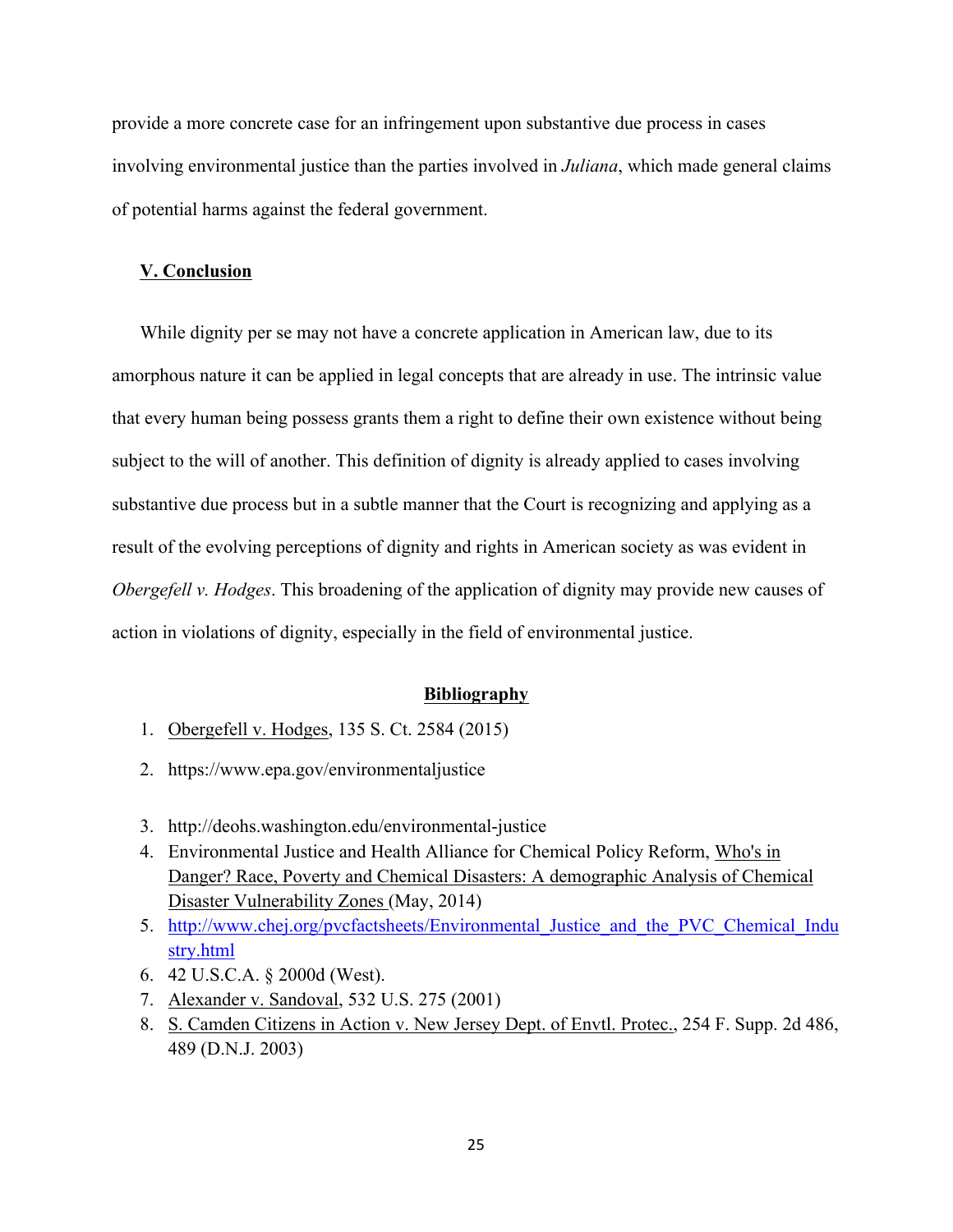provide a more concrete case for an infringement upon substantive due process in cases involving environmental justice than the parties involved in *Juliana*, which made general claims of potential harms against the federal government.

## V. Conclusion

While dignity per se may not have a concrete application in American law, due to its amorphous nature it can be applied in legal concepts that are already in use. The intrinsic value that every human being possess grants them a right to define their own existence without being subject to the will of another. This definition of dignity is already applied to cases involving substantive due process but in a subtle manner that the Court is recognizing and applying as a result of the evolving perceptions of dignity and rights in American society as was evident in *Obergefell v. Hodges*. This broadening of the application of dignity may provide new causes of action in violations of dignity, especially in the field of environmental justice.

## Bibliography

1. Obergefell v. Hodges, 135 S. Ct. 2584 (2015)
2. https://www.epa.gov/environmentaljustice
3. http://deohs.washington.edu/environmental-justice
4. Environmental Justice and Health Alliance for Chemical Policy Reform, Who's in Danger? Race, Poverty and Chemical Disasters: A demographic Analysis of Chemical Disaster Vulnerability Zones (May, 2014)
5. http://www.chej.org/pvcfactsheets/Environmental_Justice_and_the_PVC_Chemical_Industry.html
6. 42 U.S.C.A. § 2000d (West).
7. Alexander v. Sandoval, 532 U.S. 275 (2001)
8. S. Camden Citizens in Action v. New Jersey Dept. of Envtl. Protec., 254 F. Supp. 2d 486, 489 (D.N.J. 2003)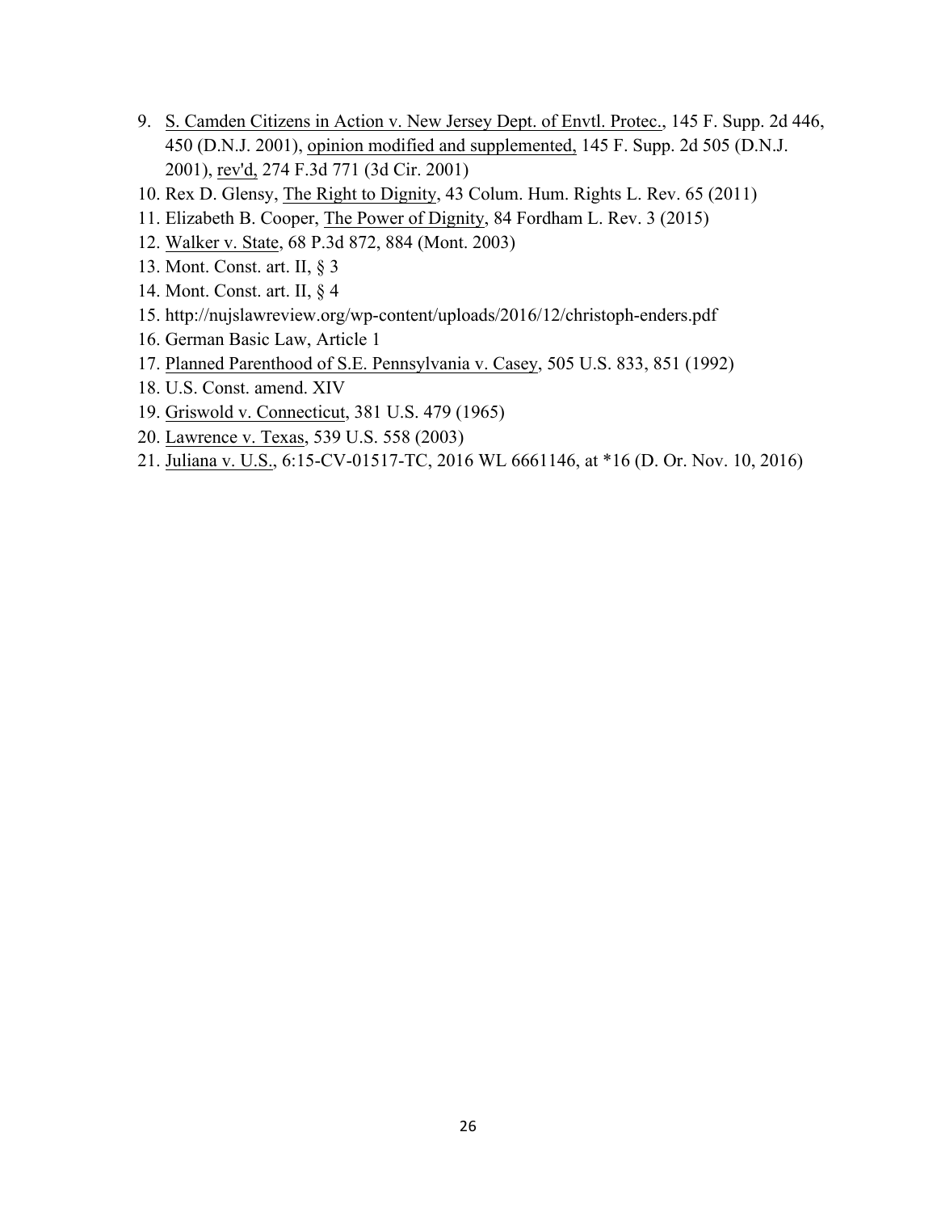9. S. Camden Citizens in Action v. New Jersey Dept. of Envtl. Protec., 145 F. Supp. 2d 446, 450 (D.N.J. 2001), opinion modified and supplemented, 145 F. Supp. 2d 505 (D.N.J. 2001), rev'd, 274 F.3d 771 (3d Cir. 2001)
10. Rex D. Glensy, The Right to Dignity, 43 Colum. Hum. Rights L. Rev. 65 (2011)
11. Elizabeth B. Cooper, The Power of Dignity, 84 Fordham L. Rev. 3 (2015)
12. Walker v. State, 68 P.3d 872, 884 (Mont. 2003)
13. Mont. Const. art. II, § 3
14. Mont. Const. art. II, § 4
15. http://nujslawreview.org/wp-content/uploads/2016/12/christoph-enders.pdf
16. German Basic Law, Article 1
17. Planned Parenthood of S.E. Pennsylvania v. Casey, 505 U.S. 833, 851 (1992)
18. U.S. Const. amend. XIV
19. Griswold v. Connecticut, 381 U.S. 479 (1965)
20. Lawrence v. Texas, 539 U.S. 558 (2003)
21. Juliana v. U.S., 6:15-CV-01517-TC, 2016 WL 6661146, at *16 (D. Or. Nov. 10, 2016)